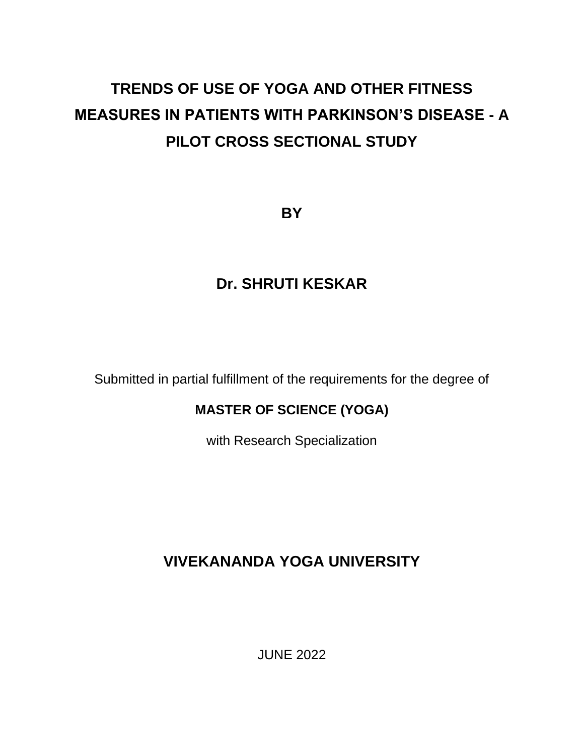# TRENDS OF USE OF YOGA AND OTHER FITNESS MEASURES IN PATIENTS WITH PARKINSON'S DISEASE - A PILOT CROSS SECTIONAL STUDY

**BY**

**Dr. SHRUTI KESKAR**

Submitted in partial fulfillment of the requirements for the degree of

**MASTER OF SCIENCE (YOGA)**

with Research Specialization

**VIVEKANANDA YOGA UNIVERSITY**

JUNE 2022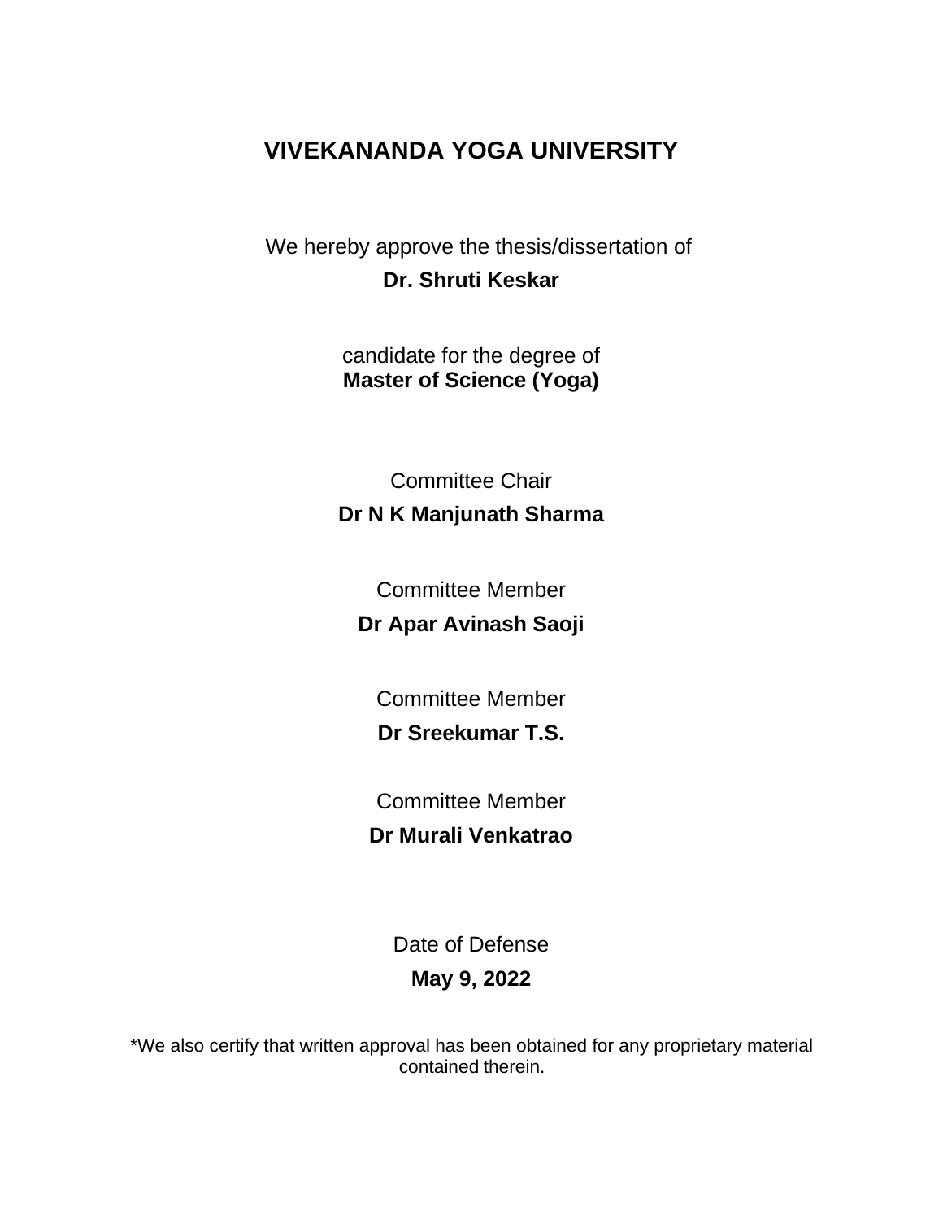# VIVEKANANDA YOGA UNIVERSITY

We hereby approve the thesis/dissertation of

**Dr. Shruti Keskar**

candidate for the degree of

**Master of Science (Yoga)**

Committee Chair

**Dr N K Manjunath Sharma**

Committee Member

**Dr Apar Avinash Saoji**

Committee Member

**Dr Sreekumar T.S.**

Committee Member

**Dr Murali Venkatrao**

Date of Defense

**May 9, 2022**

*We also certify that written approval has been obtained for any proprietary material contained therein.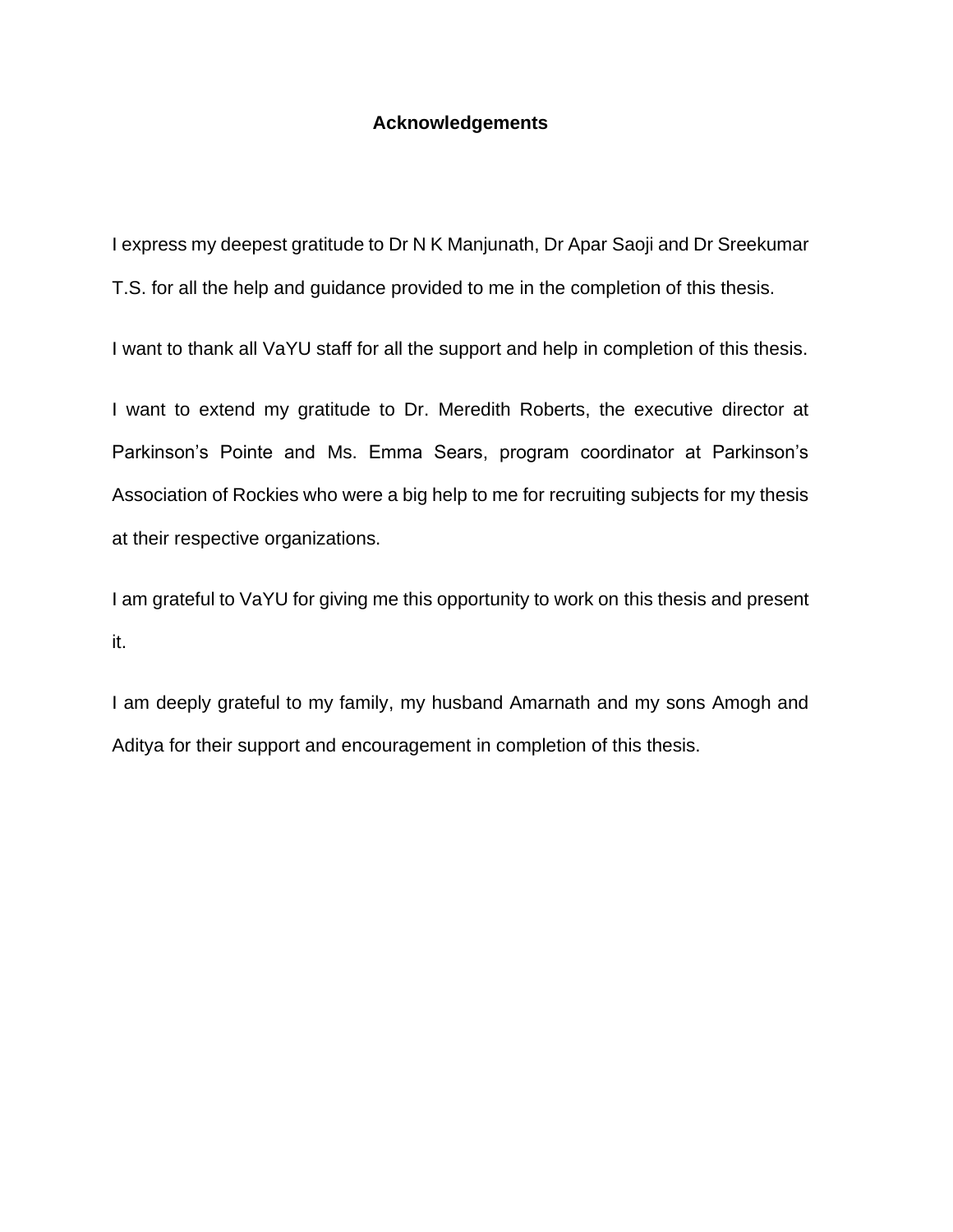# Acknowledgements

I express my deepest gratitude to Dr N K Manjunath, Dr Apar Saoji and Dr Sreekumar T.S. for all the help and guidance provided to me in the completion of this thesis.

I want to thank all VaYU staff for all the support and help in completion of this thesis.

I want to extend my gratitude to Dr. Meredith Roberts, the executive director at Parkinson's Pointe and Ms. Emma Sears, program coordinator at Parkinson's Association of Rockies who were a big help to me for recruiting subjects for my thesis at their respective organizations.

I am grateful to VaYU for giving me this opportunity to work on this thesis and present it.

I am deeply grateful to my family, my husband Amarnath and my sons Amogh and Aditya for their support and encouragement in completion of this thesis.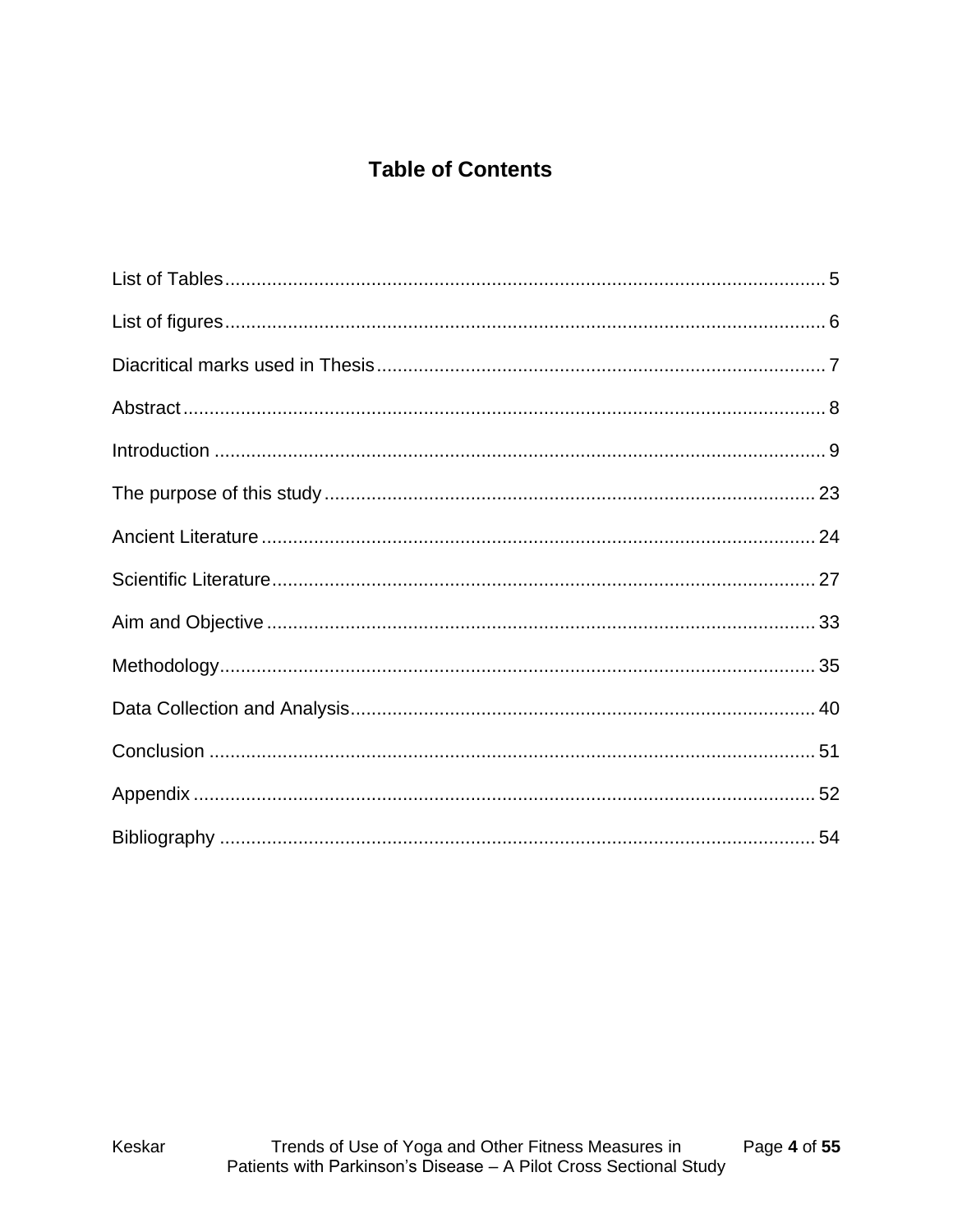# Table of Contents

List of Tables .......... 5

List of figures .......... 6

Diacritical marks used in Thesis .......... 7

Abstract .......... 8

Introduction .......... 9

The purpose of this study .......... 23

Ancient Literature .......... 24

Scientific Literature .......... 27

Aim and Objective .......... 33

Methodology .......... 35

Data Collection and Analysis .......... 40

Conclusion .......... 51

Appendix .......... 52

Bibliography .......... 54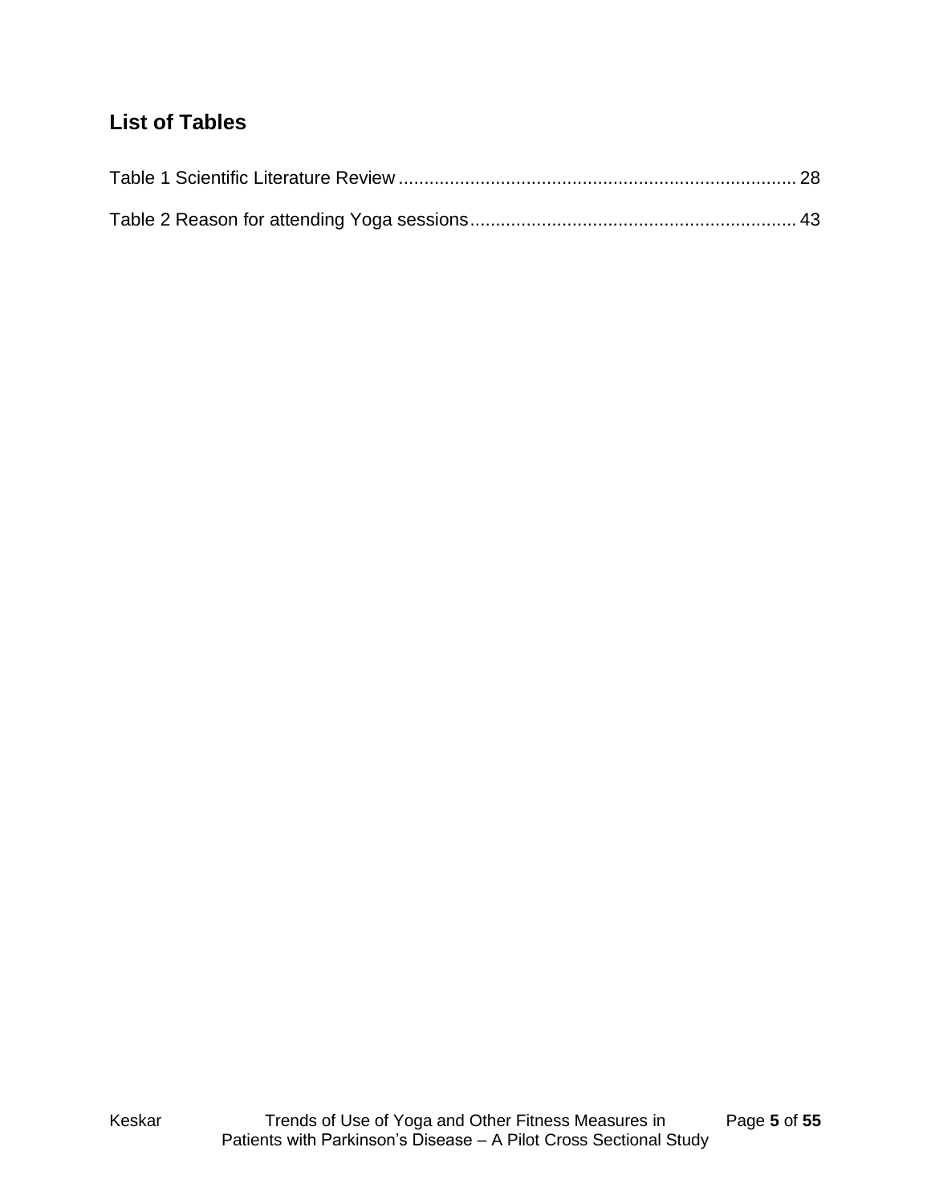## List of Tables

Table 1 Scientific Literature Review ............................................................................ 28

Table 2 Reason for attending Yoga sessions ............................................................... 43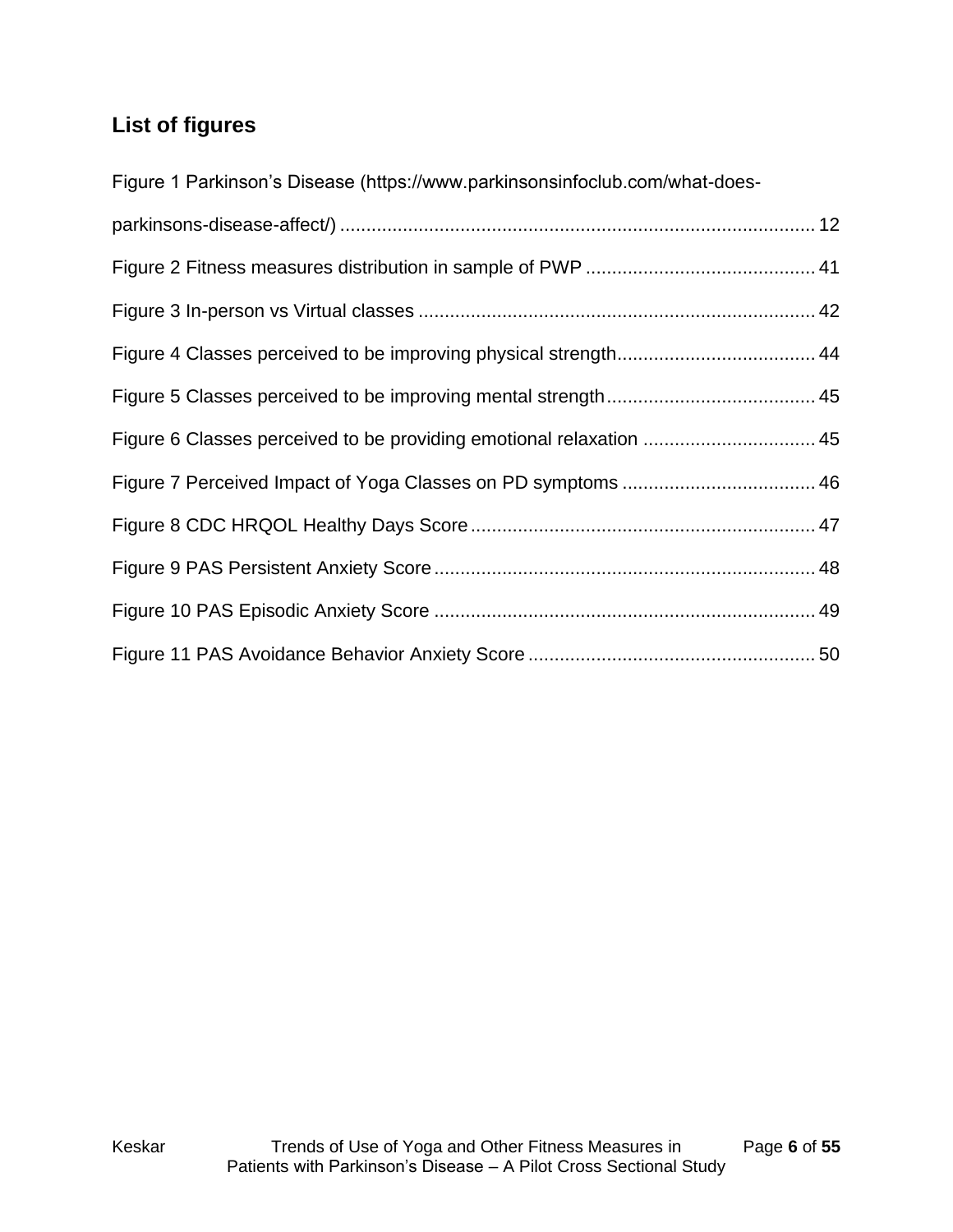## List of figures

Figure 1 Parkinson's Disease (https://www.parkinsonsinfoclub.com/what-does-parkinsons-disease-affect/) .......... 12

Figure 2 Fitness measures distribution in sample of PWP .......... 41

Figure 3 In-person vs Virtual classes .......... 42

Figure 4 Classes perceived to be improving physical strength .......... 44

Figure 5 Classes perceived to be improving mental strength .......... 45

Figure 6 Classes perceived to be providing emotional relaxation .......... 45

Figure 7 Perceived Impact of Yoga Classes on PD symptoms .......... 46

Figure 8 CDC HRQOL Healthy Days Score .......... 47

Figure 9 PAS Persistent Anxiety Score .......... 48

Figure 10 PAS Episodic Anxiety Score .......... 49

Figure 11 PAS Avoidance Behavior Anxiety Score .......... 50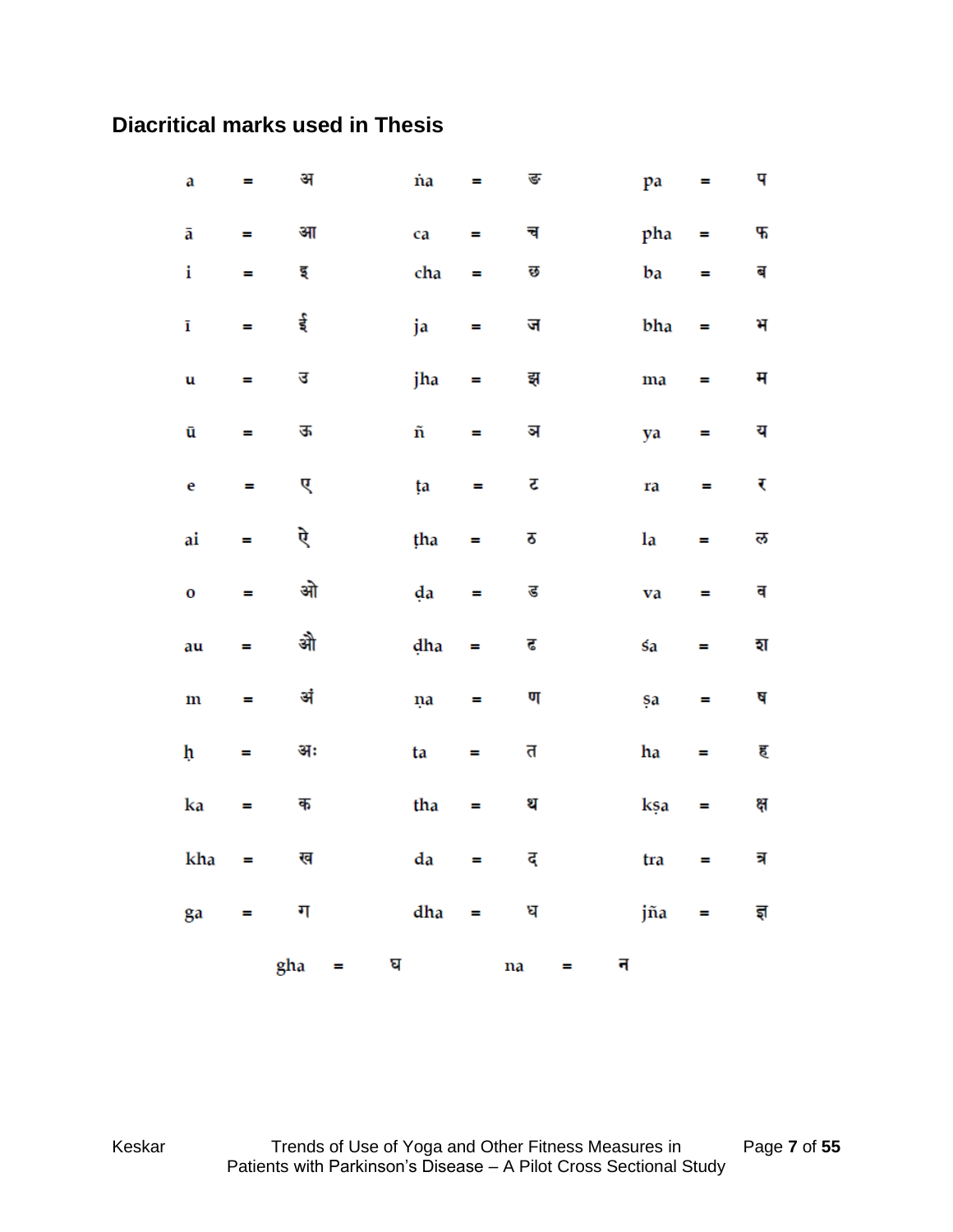## Diacritical marks used in Thesis

| | | | | | | | | |
|---|---|---|---|---|---|---|---|---|
| a | = | अ | ṅa | = | ङ | pa | = | प |
| ā | = | आ | ca | = | च | pha | = | फ |
| i | = | इ | cha | = | छ | ba | = | ब |
| ī | = | ई | ja | = | ज | bha | = | भ |
| u | = | उ | jha | = | झ | ma | = | म |
| ū | = | ऊ | ñ | = | ञ | ya | = | य |
| e | = | ए | ṭa | = | ट | ra | = | र |
| ai | = | ऐ | ṭha | = | ठ | la | = | ल |
| o | = | ओ | ḍa | = | ड | va | = | व |
| au | = | औ | ḍha | = | ढ | śa | = | श |
| ṃ | = | अं | ṇa | = | ण | ṣa | = | ष |
| ḥ | = | अः | ta | = | त | ha | = | ह |
| ka | = | क | tha | = | थ | kṣa | = | क्ष |
| kha | = | ख | da | = | द | tra | = | त्र |
| ga | = | ग | dha | = | ध | jña | = | ज्ञ |
| gha | = | घ | na | = | न | | | |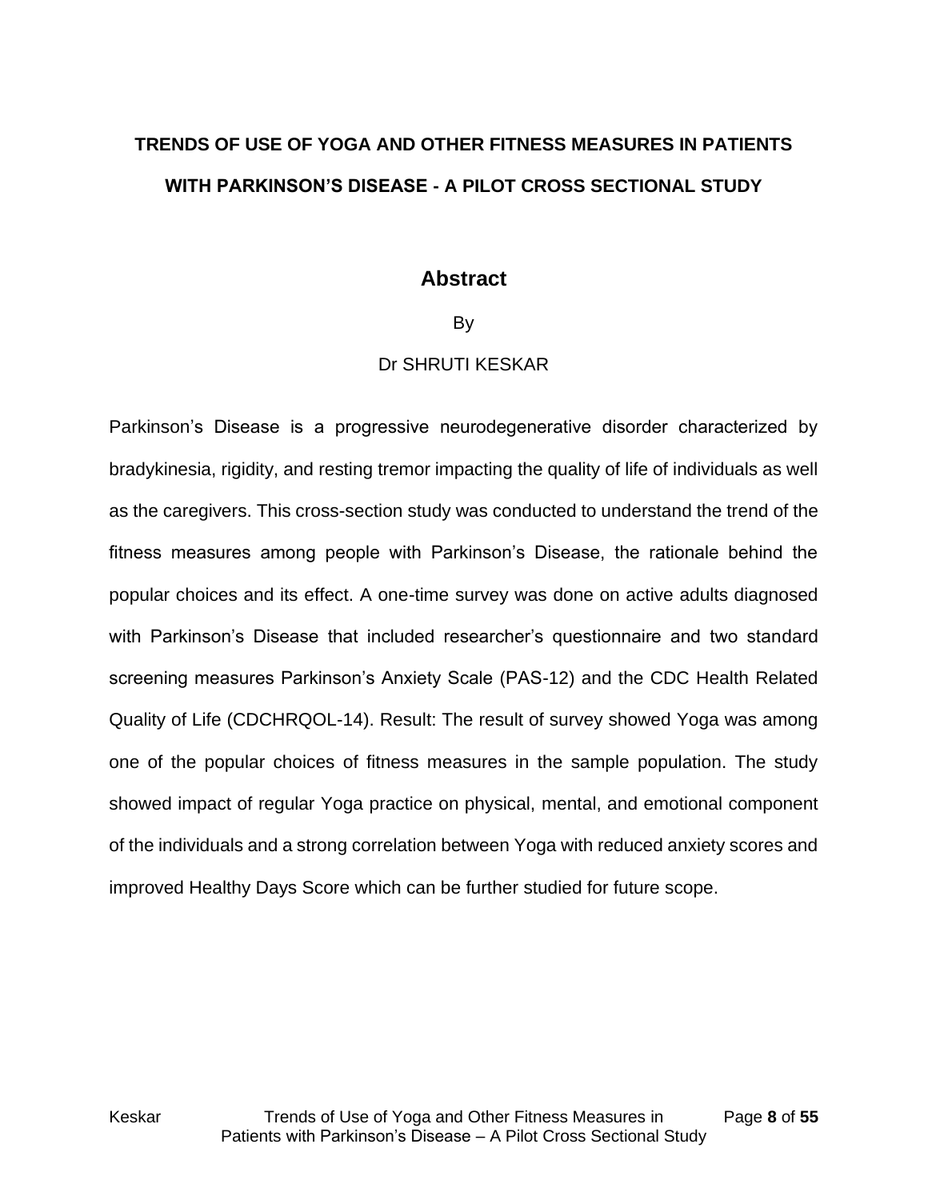# TRENDS OF USE OF YOGA AND OTHER FITNESS MEASURES IN PATIENTS WITH PARKINSON'S DISEASE - A PILOT CROSS SECTIONAL STUDY

## Abstract

By

Dr SHRUTI KESKAR

Parkinson's Disease is a progressive neurodegenerative disorder characterized by bradykinesia, rigidity, and resting tremor impacting the quality of life of individuals as well as the caregivers. This cross-section study was conducted to understand the trend of the fitness measures among people with Parkinson's Disease, the rationale behind the popular choices and its effect. A one-time survey was done on active adults diagnosed with Parkinson's Disease that included researcher's questionnaire and two standard screening measures Parkinson's Anxiety Scale (PAS-12) and the CDC Health Related Quality of Life (CDCHRQOL-14). Result: The result of survey showed Yoga was among one of the popular choices of fitness measures in the sample population. The study showed impact of regular Yoga practice on physical, mental, and emotional component of the individuals and a strong correlation between Yoga with reduced anxiety scores and improved Healthy Days Score which can be further studied for future scope.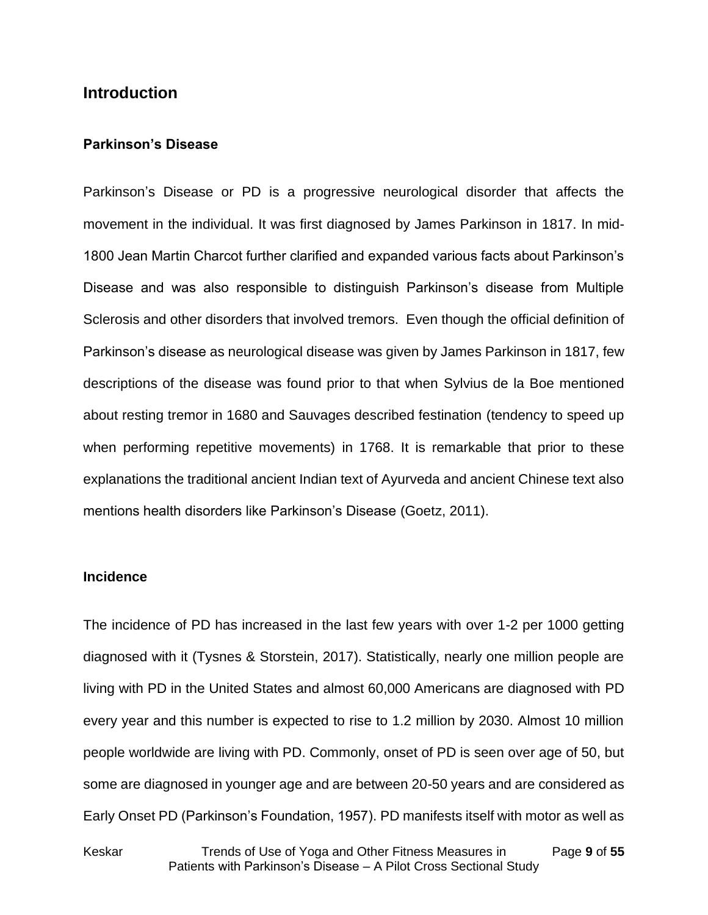## Introduction

### Parkinson's Disease

Parkinson's Disease or PD is a progressive neurological disorder that affects the movement in the individual. It was first diagnosed by James Parkinson in 1817. In mid-1800 Jean Martin Charcot further clarified and expanded various facts about Parkinson's Disease and was also responsible to distinguish Parkinson's disease from Multiple Sclerosis and other disorders that involved tremors. Even though the official definition of Parkinson's disease as neurological disease was given by James Parkinson in 1817, few descriptions of the disease was found prior to that when Sylvius de la Boe mentioned about resting tremor in 1680 and Sauvages described festination (tendency to speed up when performing repetitive movements) in 1768. It is remarkable that prior to these explanations the traditional ancient Indian text of Ayurveda and ancient Chinese text also mentions health disorders like Parkinson's Disease (Goetz, 2011).

### Incidence

The incidence of PD has increased in the last few years with over 1-2 per 1000 getting diagnosed with it (Tysnes & Storstein, 2017). Statistically, nearly one million people are living with PD in the United States and almost 60,000 Americans are diagnosed with PD every year and this number is expected to rise to 1.2 million by 2030. Almost 10 million people worldwide are living with PD. Commonly, onset of PD is seen over age of 50, but some are diagnosed in younger age and are between 20-50 years and are considered as Early Onset PD (Parkinson's Foundation, 1957). PD manifests itself with motor as well as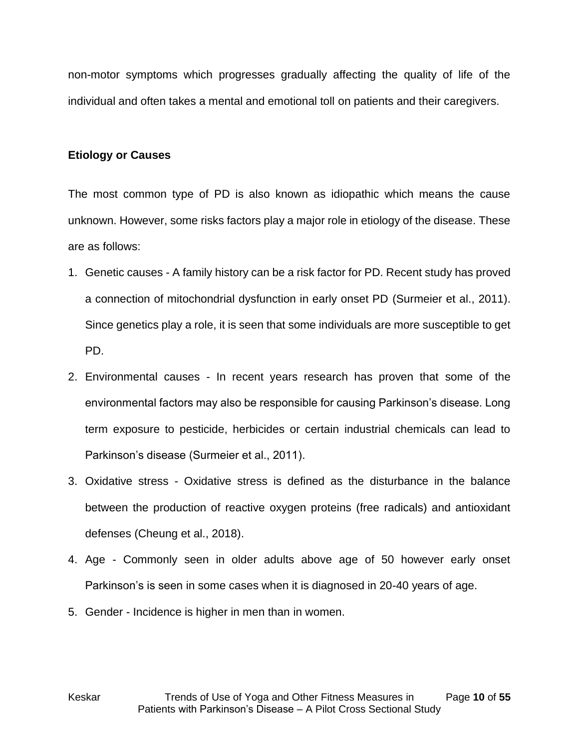non-motor symptoms which progresses gradually affecting the quality of life of the individual and often takes a mental and emotional toll on patients and their caregivers.

**Etiology or Causes**

The most common type of PD is also known as idiopathic which means the cause unknown. However, some risks factors play a major role in etiology of the disease. These are as follows:

1. Genetic causes - A family history can be a risk factor for PD. Recent study has proved a connection of mitochondrial dysfunction in early onset PD (Surmeier et al., 2011). Since genetics play a role, it is seen that some individuals are more susceptible to get PD.
2. Environmental causes - In recent years research has proven that some of the environmental factors may also be responsible for causing Parkinson's disease. Long term exposure to pesticide, herbicides or certain industrial chemicals can lead to Parkinson's disease (Surmeier et al., 2011).
3. Oxidative stress - Oxidative stress is defined as the disturbance in the balance between the production of reactive oxygen proteins (free radicals) and antioxidant defenses (Cheung et al., 2018).
4. Age - Commonly seen in older adults above age of 50 however early onset Parkinson's is seen in some cases when it is diagnosed in 20-40 years of age.
5. Gender - Incidence is higher in men than in women.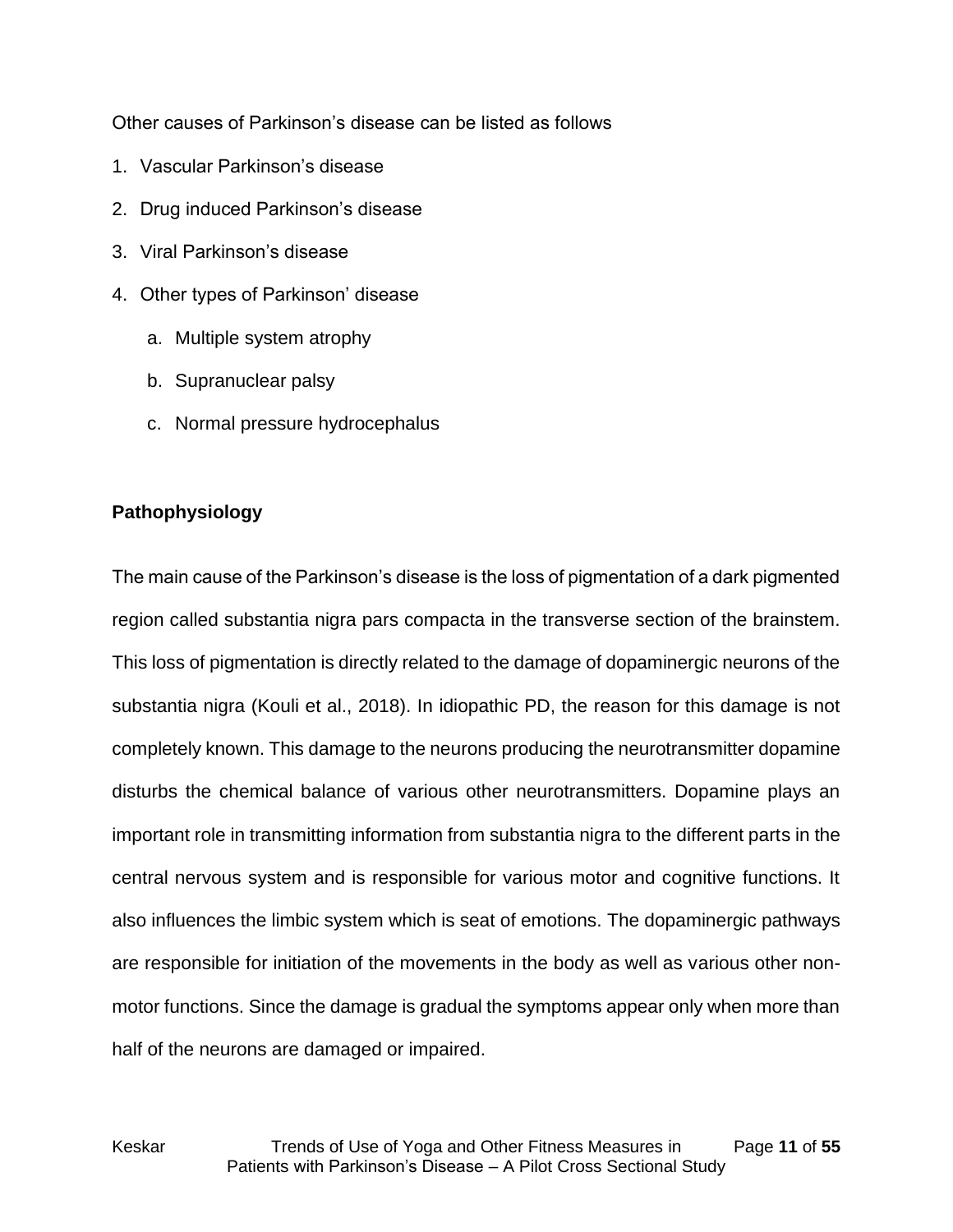Other causes of Parkinson's disease can be listed as follows

1. Vascular Parkinson's disease
2. Drug induced Parkinson's disease
3. Viral Parkinson's disease
4. Other types of Parkinson' disease
    a. Multiple system atrophy
    b. Supranuclear palsy
    c. Normal pressure hydrocephalus

**Pathophysiology**

The main cause of the Parkinson's disease is the loss of pigmentation of a dark pigmented region called substantia nigra pars compacta in the transverse section of the brainstem. This loss of pigmentation is directly related to the damage of dopaminergic neurons of the substantia nigra (Kouli et al., 2018). In idiopathic PD, the reason for this damage is not completely known. This damage to the neurons producing the neurotransmitter dopamine disturbs the chemical balance of various other neurotransmitters. Dopamine plays an important role in transmitting information from substantia nigra to the different parts in the central nervous system and is responsible for various motor and cognitive functions. It also influences the limbic system which is seat of emotions. The dopaminergic pathways are responsible for initiation of the movements in the body as well as various other non-motor functions. Since the damage is gradual the symptoms appear only when more than half of the neurons are damaged or impaired.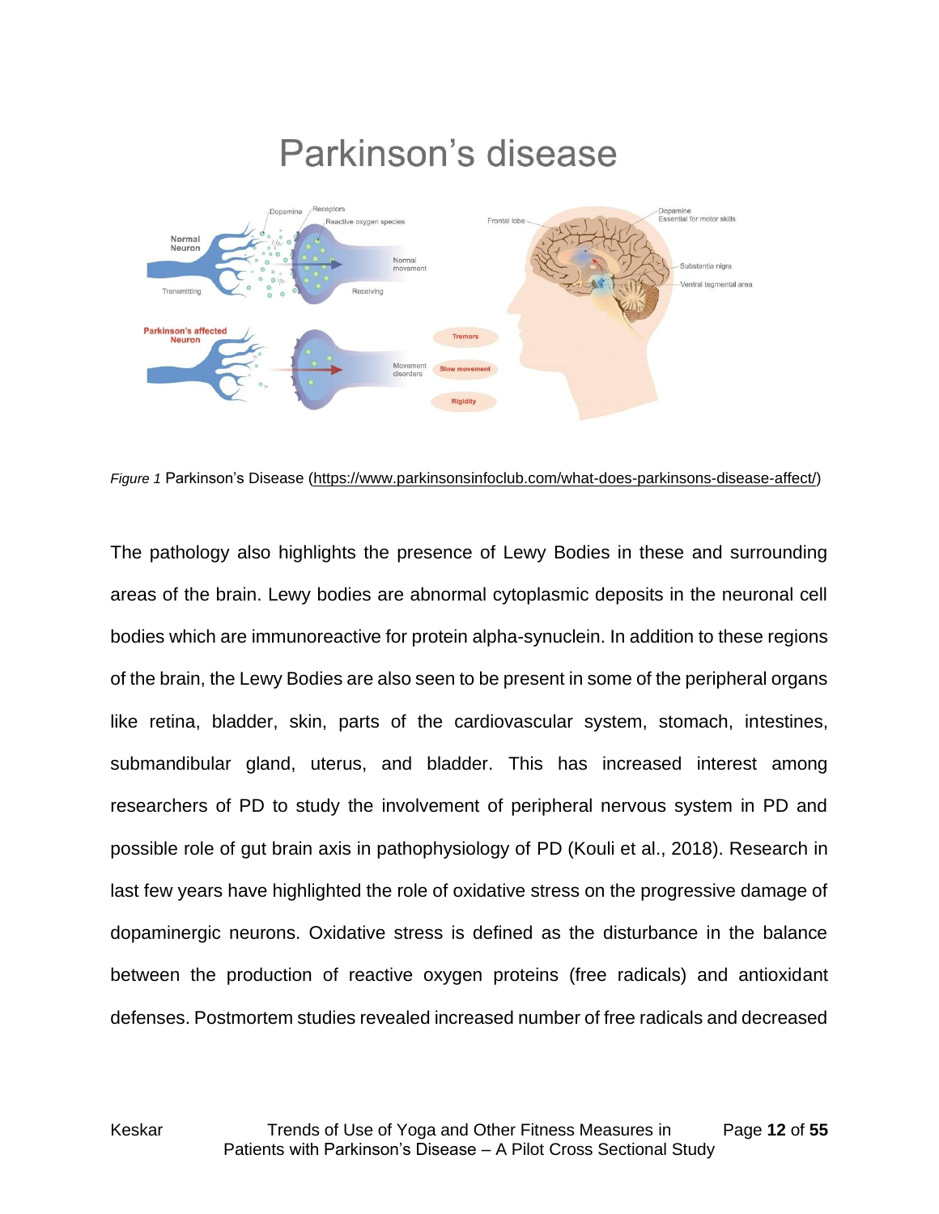Figure 1 Parkinson's Disease (https://www.parkinsonsinfoclub.com/what-does-parkinsons-disease-affect/)

The pathology also highlights the presence of Lewy Bodies in these and surrounding areas of the brain. Lewy bodies are abnormal cytoplasmic deposits in the neuronal cell bodies which are immunoreactive for protein alpha-synuclein. In addition to these regions of the brain, the Lewy Bodies are also seen to be present in some of the peripheral organs like retina, bladder, skin, parts of the cardiovascular system, stomach, intestines, submandibular gland, uterus, and bladder. This has increased interest among researchers of PD to study the involvement of peripheral nervous system in PD and possible role of gut brain axis in pathophysiology of PD (Kouli et al., 2018). Research in last few years have highlighted the role of oxidative stress on the progressive damage of dopaminergic neurons. Oxidative stress is defined as the disturbance in the balance between the production of reactive oxygen proteins (free radicals) and antioxidant defenses. Postmortem studies revealed increased number of free radicals and decreased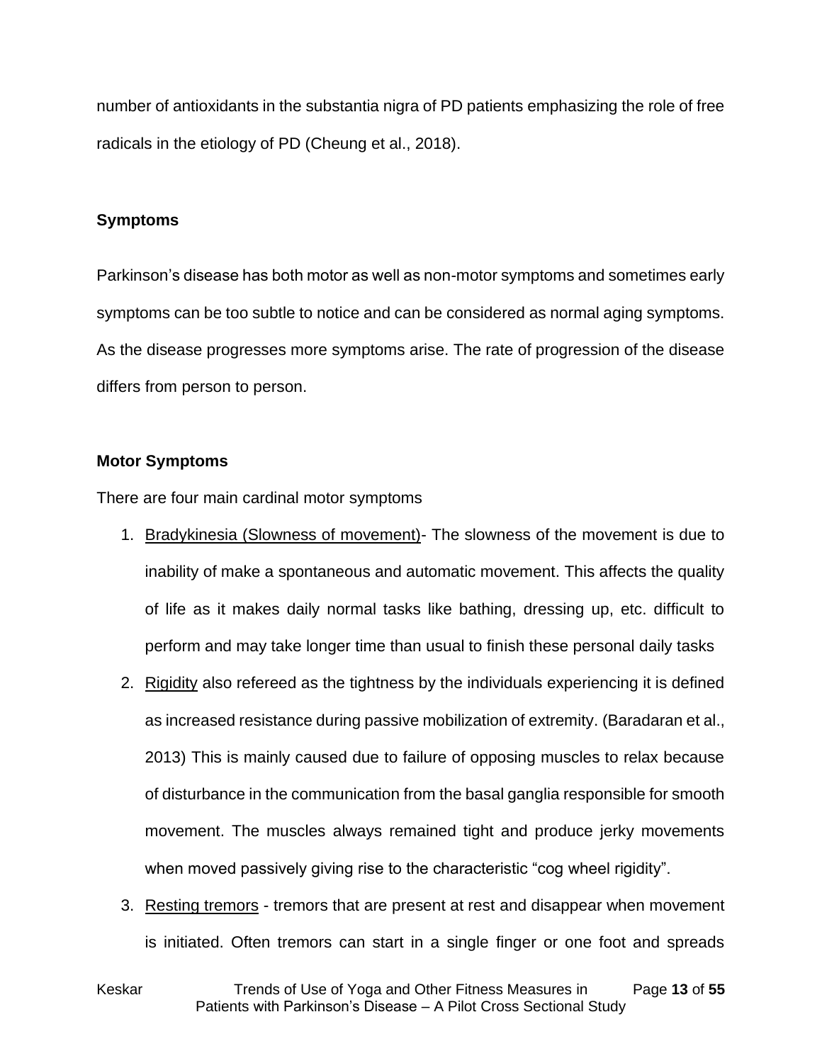number of antioxidants in the substantia nigra of PD patients emphasizing the role of free radicals in the etiology of PD (Cheung et al., 2018).

### Symptoms

Parkinson's disease has both motor as well as non-motor symptoms and sometimes early symptoms can be too subtle to notice and can be considered as normal aging symptoms. As the disease progresses more symptoms arise. The rate of progression of the disease differs from person to person.

### Motor Symptoms

There are four main cardinal motor symptoms

1. Bradykinesia (Slowness of movement)- The slowness of the movement is due to inability of make a spontaneous and automatic movement. This affects the quality of life as it makes daily normal tasks like bathing, dressing up, etc. difficult to perform and may take longer time than usual to finish these personal daily tasks
2. Rigidity also refereed as the tightness by the individuals experiencing it is defined as increased resistance during passive mobilization of extremity. (Baradaran et al., 2013) This is mainly caused due to failure of opposing muscles to relax because of disturbance in the communication from the basal ganglia responsible for smooth movement. The muscles always remained tight and produce jerky movements when moved passively giving rise to the characteristic "cog wheel rigidity".
3. Resting tremors - tremors that are present at rest and disappear when movement is initiated. Often tremors can start in a single finger or one foot and spreads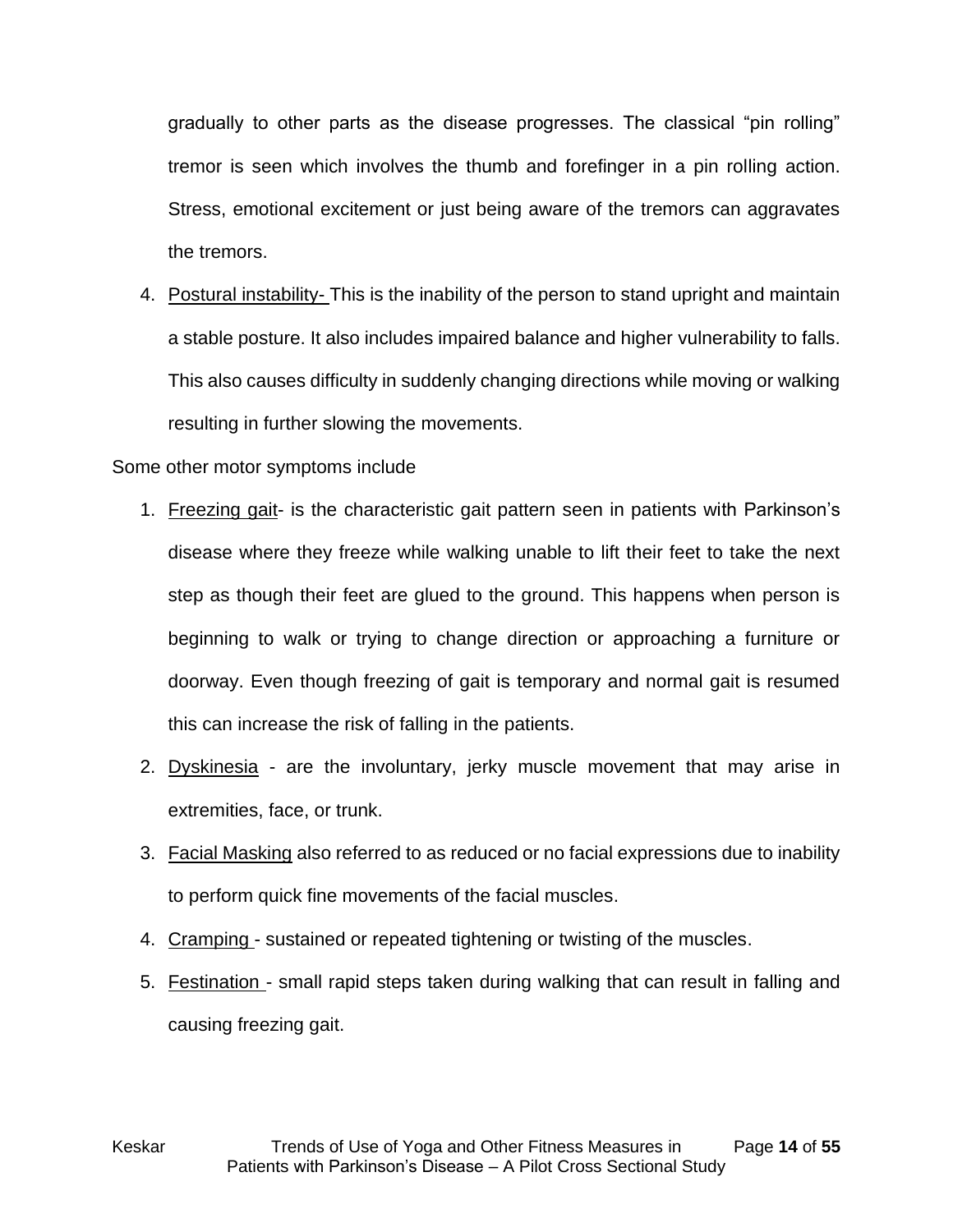gradually to other parts as the disease progresses. The classical "pin rolling" tremor is seen which involves the thumb and forefinger in a pin rolling action. Stress, emotional excitement or just being aware of the tremors can aggravates the tremors.

4. Postural instability- This is the inability of the person to stand upright and maintain a stable posture. It also includes impaired balance and higher vulnerability to falls. This also causes difficulty in suddenly changing directions while moving or walking resulting in further slowing the movements.

Some other motor symptoms include

1. Freezing gait- is the characteristic gait pattern seen in patients with Parkinson's disease where they freeze while walking unable to lift their feet to take the next step as though their feet are glued to the ground. This happens when person is beginning to walk or trying to change direction or approaching a furniture or doorway. Even though freezing of gait is temporary and normal gait is resumed this can increase the risk of falling in the patients.
2. Dyskinesia - are the involuntary, jerky muscle movement that may arise in extremities, face, or trunk.
3. Facial Masking also referred to as reduced or no facial expressions due to inability to perform quick fine movements of the facial muscles.
4. Cramping - sustained or repeated tightening or twisting of the muscles.
5. Festination - small rapid steps taken during walking that can result in falling and causing freezing gait.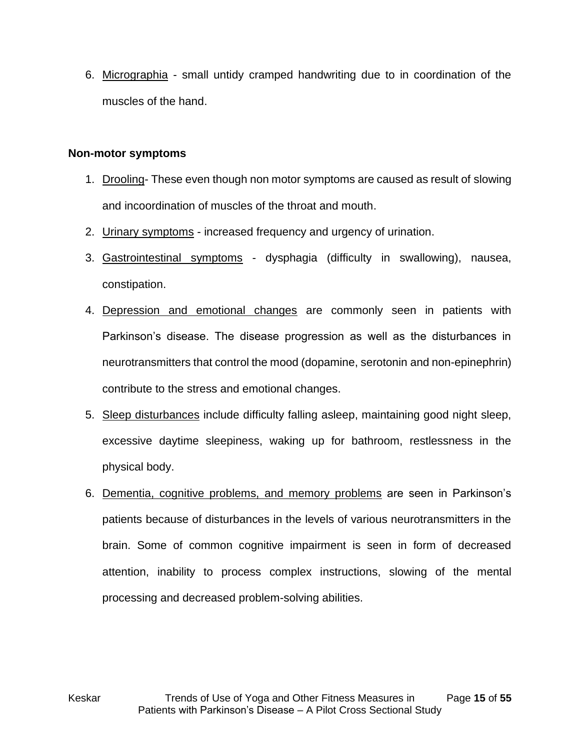6. <u>Micrographia</u> - small untidy cramped handwriting due to in coordination of the muscles of the hand.

**Non-motor symptoms**

1. <u>Drooling</u>- These even though non motor symptoms are caused as result of slowing and incoordination of muscles of the throat and mouth.
2. <u>Urinary symptoms</u> - increased frequency and urgency of urination.
3. <u>Gastrointestinal symptoms</u> - dysphagia (difficulty in swallowing), nausea, constipation.
4. <u>Depression and emotional changes</u> are commonly seen in patients with Parkinson's disease. The disease progression as well as the disturbances in neurotransmitters that control the mood (dopamine, serotonin and non-epinephrin) contribute to the stress and emotional changes.
5. <u>Sleep disturbances</u> include difficulty falling asleep, maintaining good night sleep, excessive daytime sleepiness, waking up for bathroom, restlessness in the physical body.
6. <u>Dementia, cognitive problems, and memory problems</u> are seen in Parkinson's patients because of disturbances in the levels of various neurotransmitters in the brain. Some of common cognitive impairment is seen in form of decreased attention, inability to process complex instructions, slowing of the mental processing and decreased problem-solving abilities.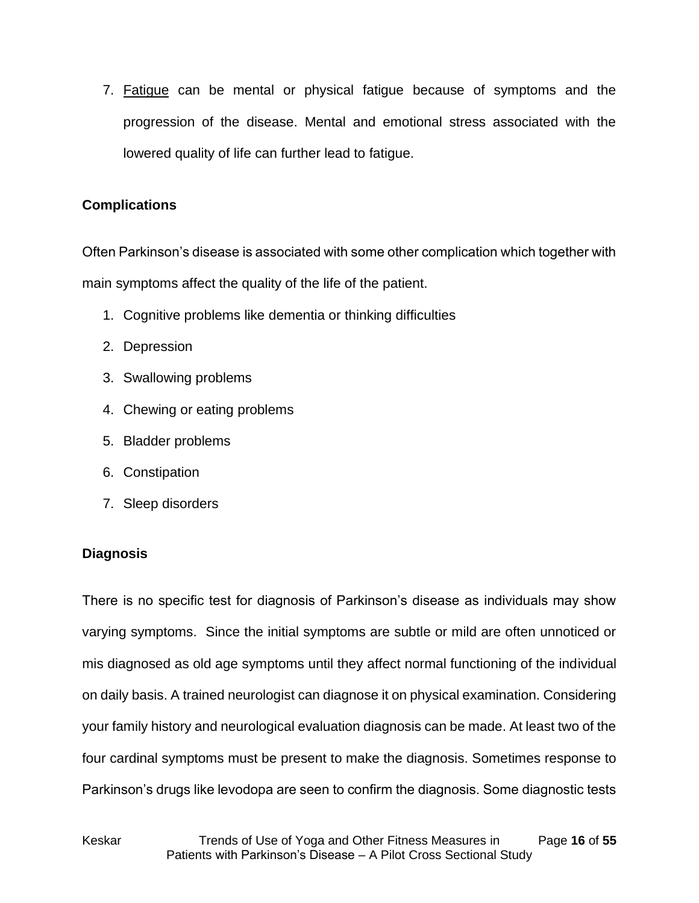7. Fatigue can be mental or physical fatigue because of symptoms and the progression of the disease. Mental and emotional stress associated with the lowered quality of life can further lead to fatigue.

**Complications**

Often Parkinson's disease is associated with some other complication which together with main symptoms affect the quality of the life of the patient.

1. Cognitive problems like dementia or thinking difficulties
2. Depression
3. Swallowing problems
4. Chewing or eating problems
5. Bladder problems
6. Constipation
7. Sleep disorders

**Diagnosis**

There is no specific test for diagnosis of Parkinson's disease as individuals may show varying symptoms. Since the initial symptoms are subtle or mild are often unnoticed or mis diagnosed as old age symptoms until they affect normal functioning of the individual on daily basis. A trained neurologist can diagnose it on physical examination. Considering your family history and neurological evaluation diagnosis can be made. At least two of the four cardinal symptoms must be present to make the diagnosis. Sometimes response to Parkinson's drugs like levodopa are seen to confirm the diagnosis. Some diagnostic tests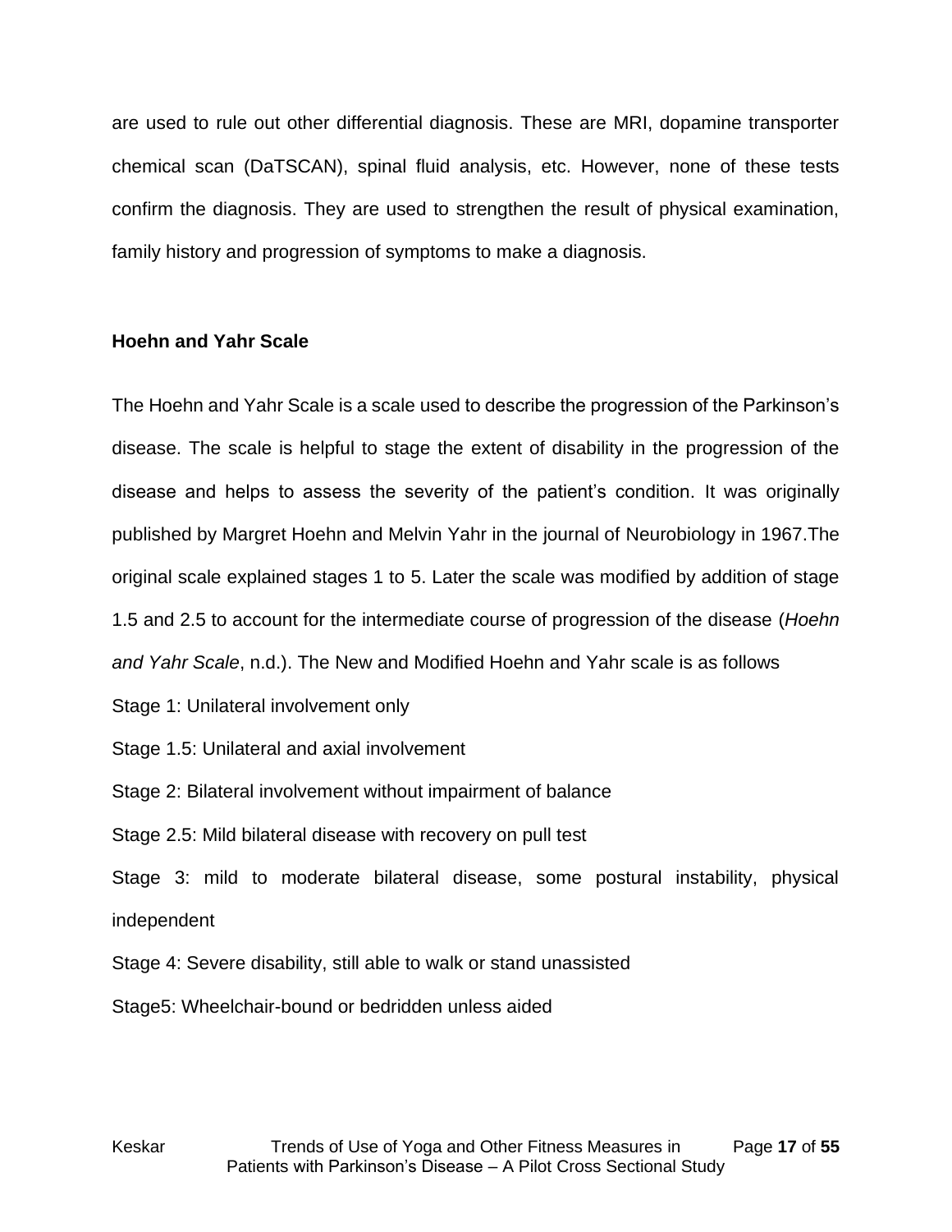are used to rule out other differential diagnosis. These are MRI, dopamine transporter chemical scan (DaTSCAN), spinal fluid analysis, etc. However, none of these tests confirm the diagnosis. They are used to strengthen the result of physical examination, family history and progression of symptoms to make a diagnosis.

### Hoehn and Yahr Scale

The Hoehn and Yahr Scale is a scale used to describe the progression of the Parkinson's disease. The scale is helpful to stage the extent of disability in the progression of the disease and helps to assess the severity of the patient's condition. It was originally published by Margret Hoehn and Melvin Yahr in the journal of Neurobiology in 1967.The original scale explained stages 1 to 5. Later the scale was modified by addition of stage 1.5 and 2.5 to account for the intermediate course of progression of the disease (*Hoehn and Yahr Scale*, n.d.). The New and Modified Hoehn and Yahr scale is as follows

Stage 1: Unilateral involvement only

Stage 1.5: Unilateral and axial involvement

Stage 2: Bilateral involvement without impairment of balance

Stage 2.5: Mild bilateral disease with recovery on pull test

Stage 3: mild to moderate bilateral disease, some postural instability, physical independent

Stage 4: Severe disability, still able to walk or stand unassisted

Stage5: Wheelchair-bound or bedridden unless aided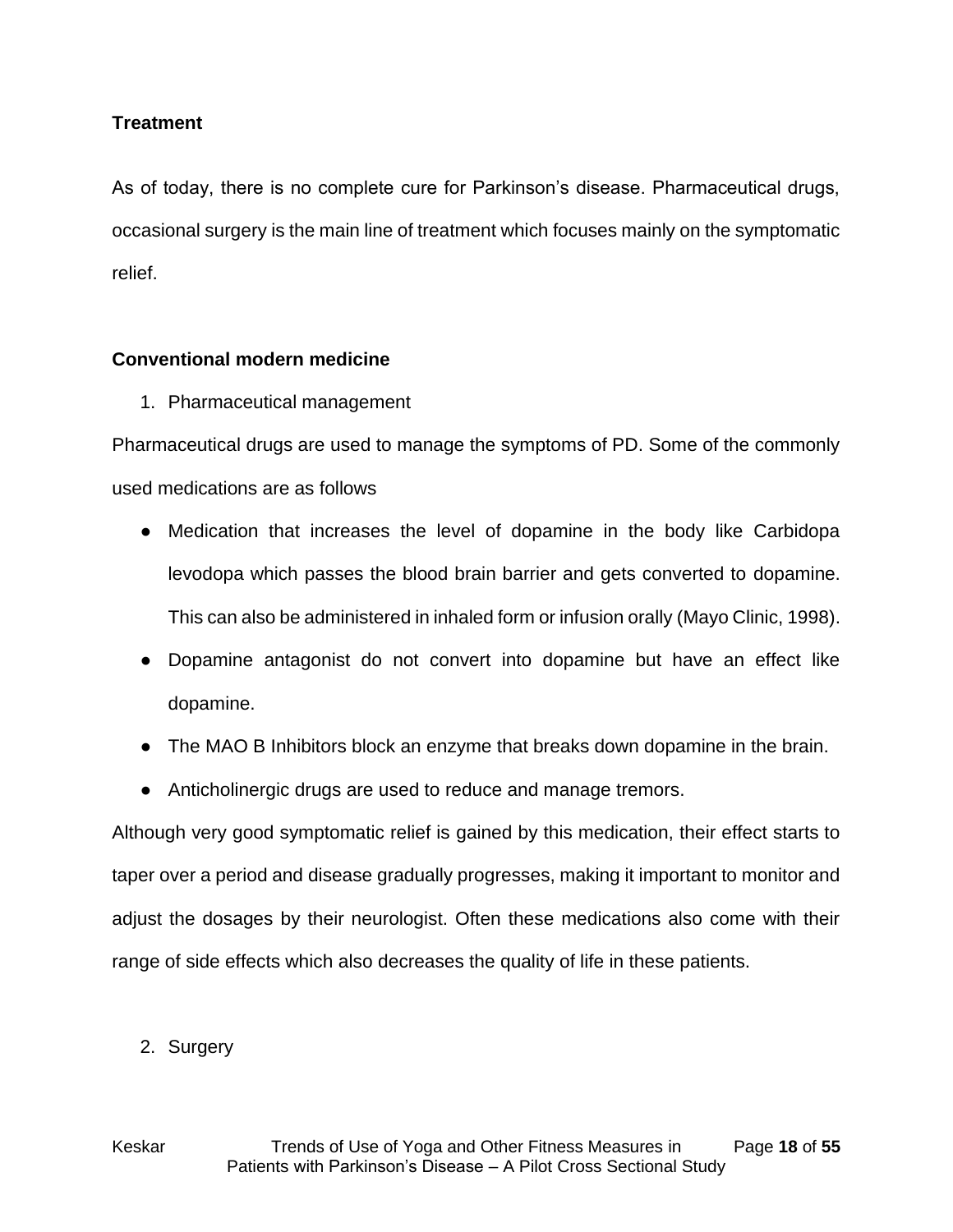**Treatment**

As of today, there is no complete cure for Parkinson's disease. Pharmaceutical drugs, occasional surgery is the main line of treatment which focuses mainly on the symptomatic relief.

**Conventional modern medicine**

1. Pharmaceutical management

Pharmaceutical drugs are used to manage the symptoms of PD. Some of the commonly used medications are as follows

- Medication that increases the level of dopamine in the body like Carbidopa levodopa which passes the blood brain barrier and gets converted to dopamine. This can also be administered in inhaled form or infusion orally (Mayo Clinic, 1998).
- Dopamine antagonist do not convert into dopamine but have an effect like dopamine.
- The MAO B Inhibitors block an enzyme that breaks down dopamine in the brain.
- Anticholinergic drugs are used to reduce and manage tremors.

Although very good symptomatic relief is gained by this medication, their effect starts to taper over a period and disease gradually progresses, making it important to monitor and adjust the dosages by their neurologist. Often these medications also come with their range of side effects which also decreases the quality of life in these patients.

2. Surgery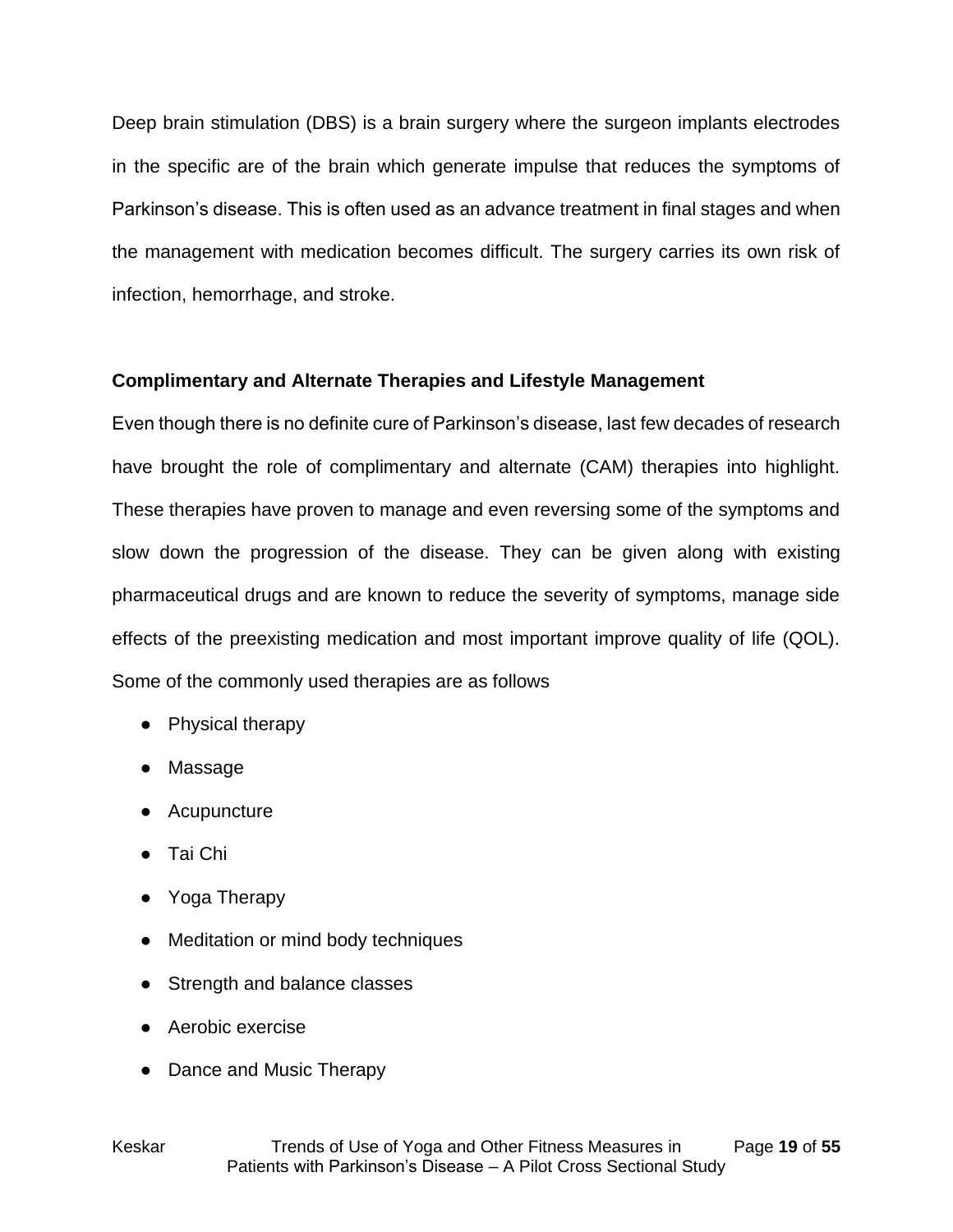Deep brain stimulation (DBS) is a brain surgery where the surgeon implants electrodes in the specific are of the brain which generate impulse that reduces the symptoms of Parkinson's disease. This is often used as an advance treatment in final stages and when the management with medication becomes difficult. The surgery carries its own risk of infection, hemorrhage, and stroke.

**Complimentary and Alternate Therapies and Lifestyle Management**

Even though there is no definite cure of Parkinson's disease, last few decades of research have brought the role of complimentary and alternate (CAM) therapies into highlight. These therapies have proven to manage and even reversing some of the symptoms and slow down the progression of the disease. They can be given along with existing pharmaceutical drugs and are known to reduce the severity of symptoms, manage side effects of the preexisting medication and most important improve quality of life (QOL). Some of the commonly used therapies are as follows

- Physical therapy
- Massage
- Acupuncture
- Tai Chi
- Yoga Therapy
- Meditation or mind body techniques
- Strength and balance classes
- Aerobic exercise
- Dance and Music Therapy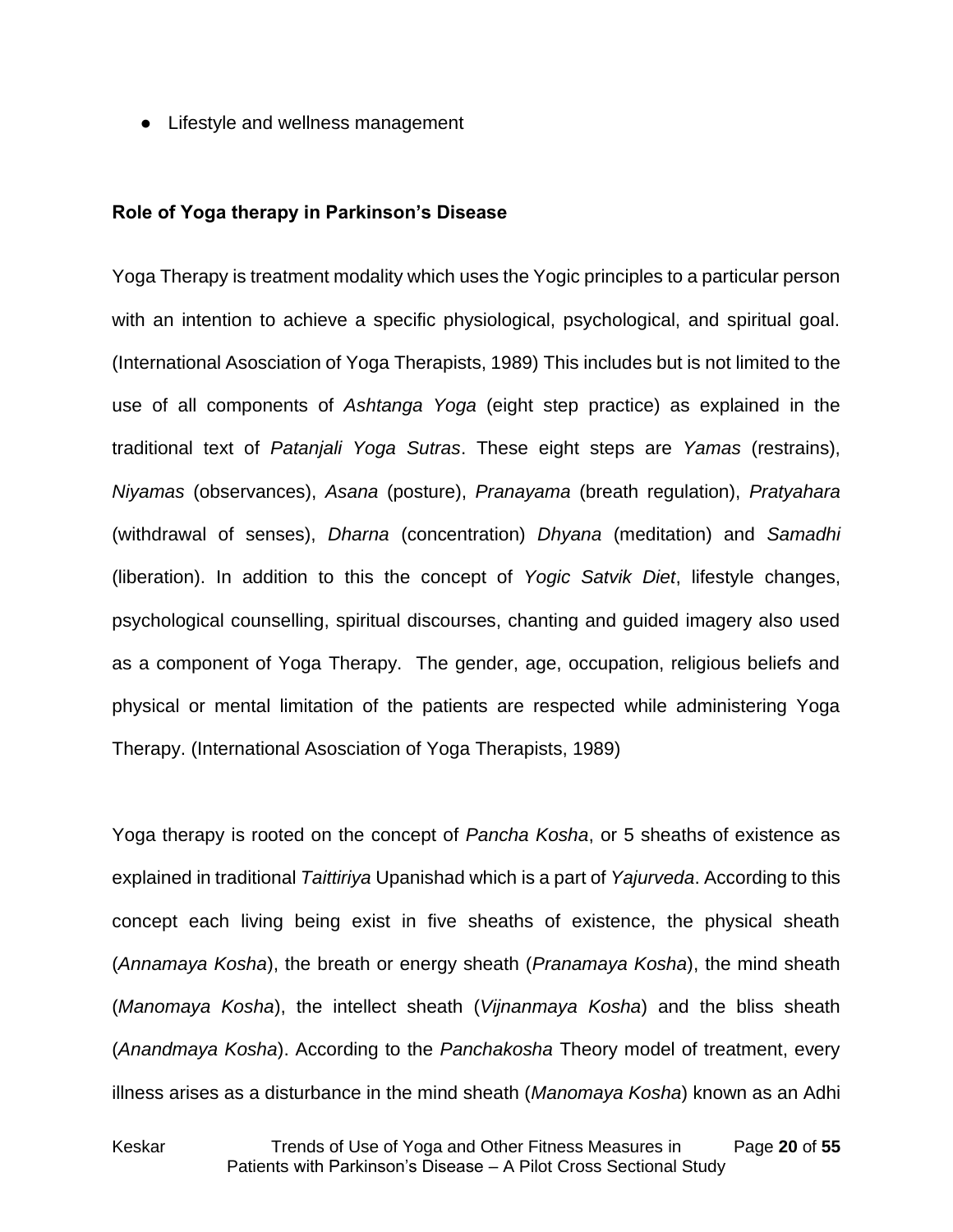- Lifestyle and wellness management

**Role of Yoga therapy in Parkinson's Disease**

Yoga Therapy is treatment modality which uses the Yogic principles to a particular person with an intention to achieve a specific physiological, psychological, and spiritual goal. (International Asosciation of Yoga Therapists, 1989) This includes but is not limited to the use of all components of *Ashtanga Yoga* (eight step practice) as explained in the traditional text of *Patanjali Yoga Sutras*. These eight steps are *Yamas* (restrains), *Niyamas* (observances), *Asana* (posture), *Pranayama* (breath regulation), *Pratyahara* (withdrawal of senses), *Dharna* (concentration) *Dhyana* (meditation) and *Samadhi* (liberation). In addition to this the concept of *Yogic Satvik Diet*, lifestyle changes, psychological counselling, spiritual discourses, chanting and guided imagery also used as a component of Yoga Therapy. The gender, age, occupation, religious beliefs and physical or mental limitation of the patients are respected while administering Yoga Therapy. (International Asosciation of Yoga Therapists, 1989)

Yoga therapy is rooted on the concept of *Pancha Kosha*, or 5 sheaths of existence as explained in traditional *Taittiriya* Upanishad which is a part of *Yajurveda*. According to this concept each living being exist in five sheaths of existence, the physical sheath (*Annamaya Kosha*), the breath or energy sheath (*Pranamaya Kosha*), the mind sheath (*Manomaya Kosha*), the intellect sheath (*Vijnanmaya Kosha*) and the bliss sheath (*Anandmaya Kosha*). According to the *Panchakosha* Theory model of treatment, every illness arises as a disturbance in the mind sheath (*Manomaya Kosha*) known as an Adhi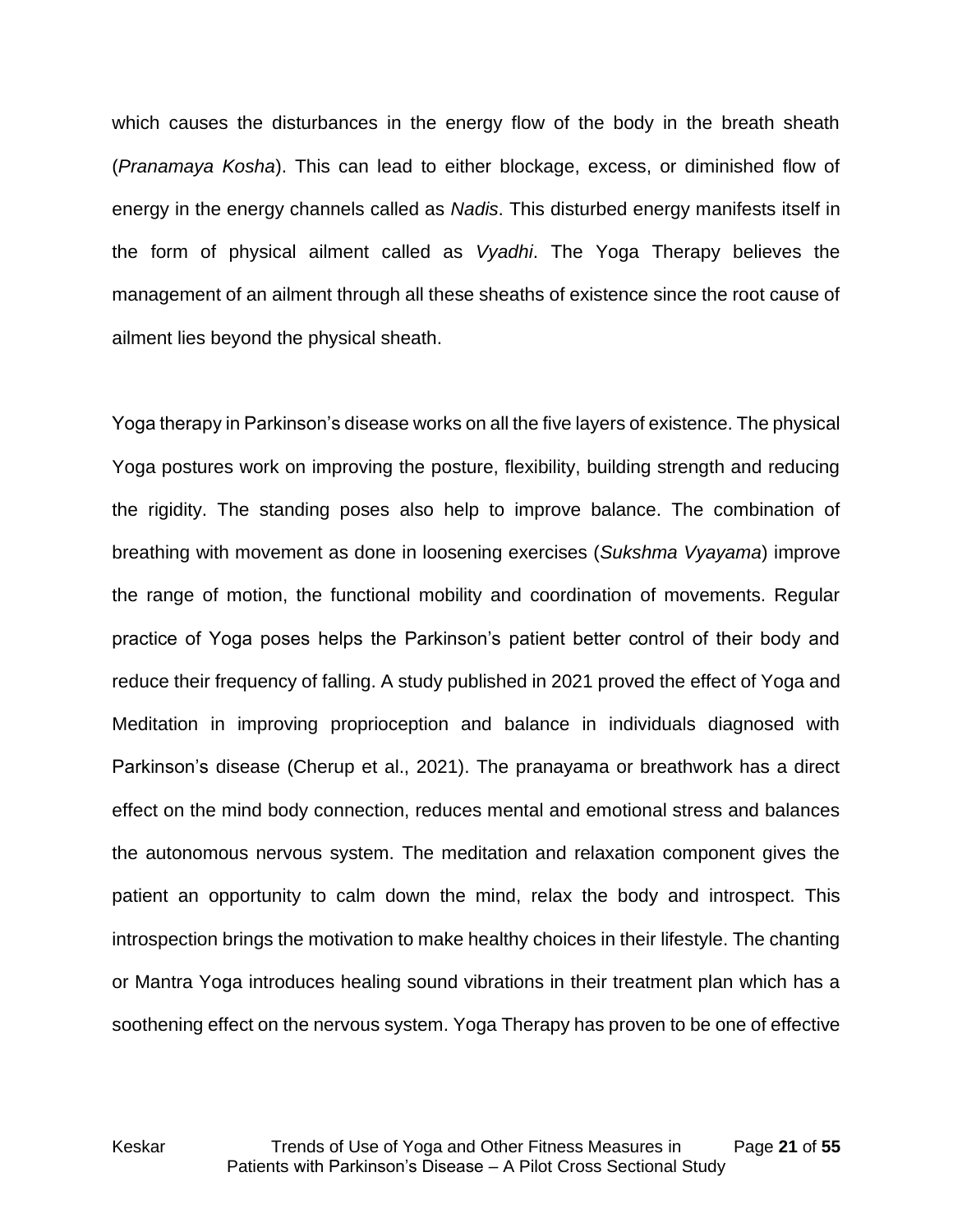which causes the disturbances in the energy flow of the body in the breath sheath (*Pranamaya Kosha*). This can lead to either blockage, excess, or diminished flow of energy in the energy channels called as *Nadis*. This disturbed energy manifests itself in the form of physical ailment called as *Vyadhi*. The Yoga Therapy believes the management of an ailment through all these sheaths of existence since the root cause of ailment lies beyond the physical sheath.

Yoga therapy in Parkinson's disease works on all the five layers of existence. The physical Yoga postures work on improving the posture, flexibility, building strength and reducing the rigidity. The standing poses also help to improve balance. The combination of breathing with movement as done in loosening exercises (*Sukshma Vyayama*) improve the range of motion, the functional mobility and coordination of movements. Regular practice of Yoga poses helps the Parkinson's patient better control of their body and reduce their frequency of falling. A study published in 2021 proved the effect of Yoga and Meditation in improving proprioception and balance in individuals diagnosed with Parkinson's disease (Cherup et al., 2021). The pranayama or breathwork has a direct effect on the mind body connection, reduces mental and emotional stress and balances the autonomous nervous system. The meditation and relaxation component gives the patient an opportunity to calm down the mind, relax the body and introspect. This introspection brings the motivation to make healthy choices in their lifestyle. The chanting or Mantra Yoga introduces healing sound vibrations in their treatment plan which has a soothening effect on the nervous system. Yoga Therapy has proven to be one of effective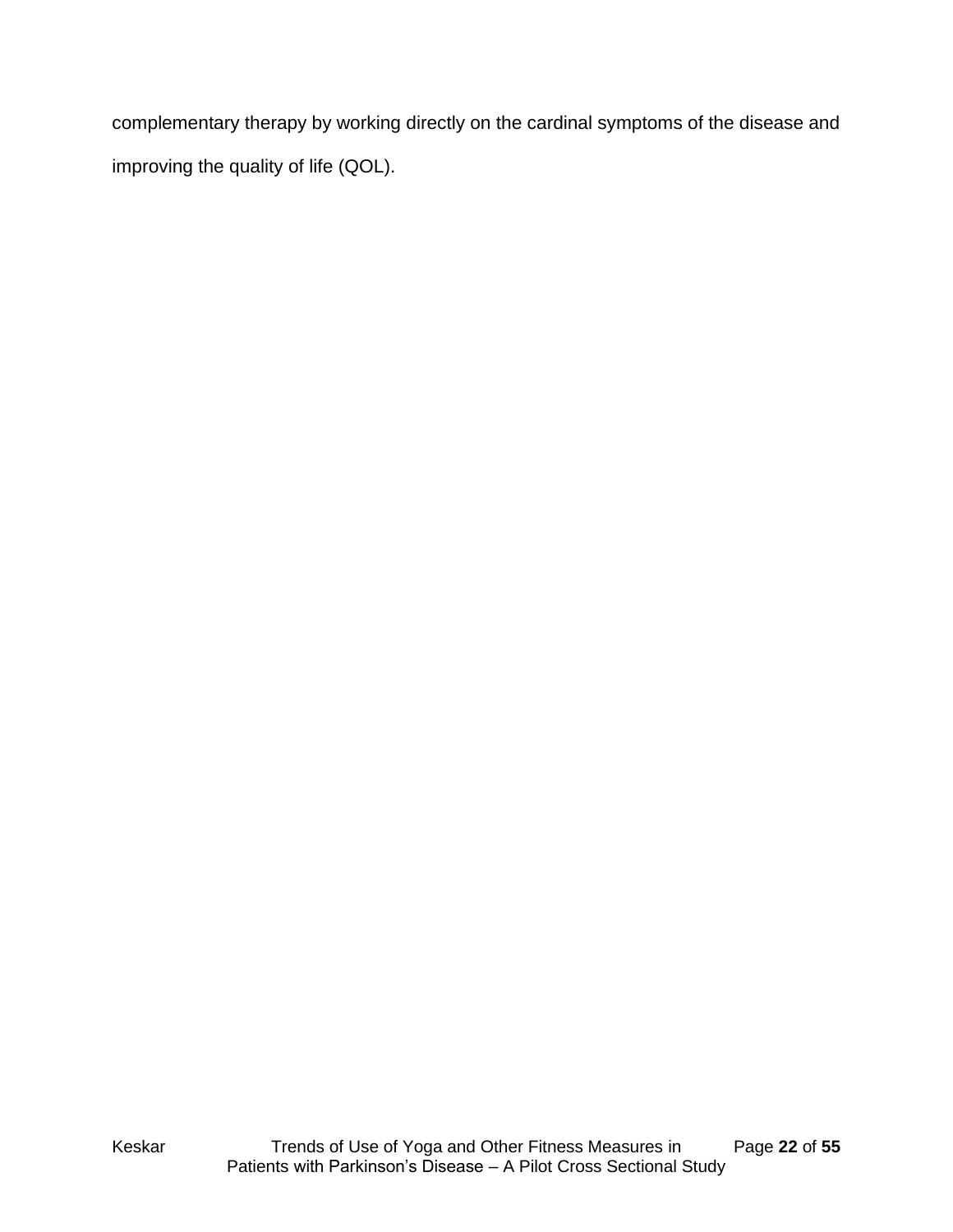complementary therapy by working directly on the cardinal symptoms of the disease and improving the quality of life (QOL).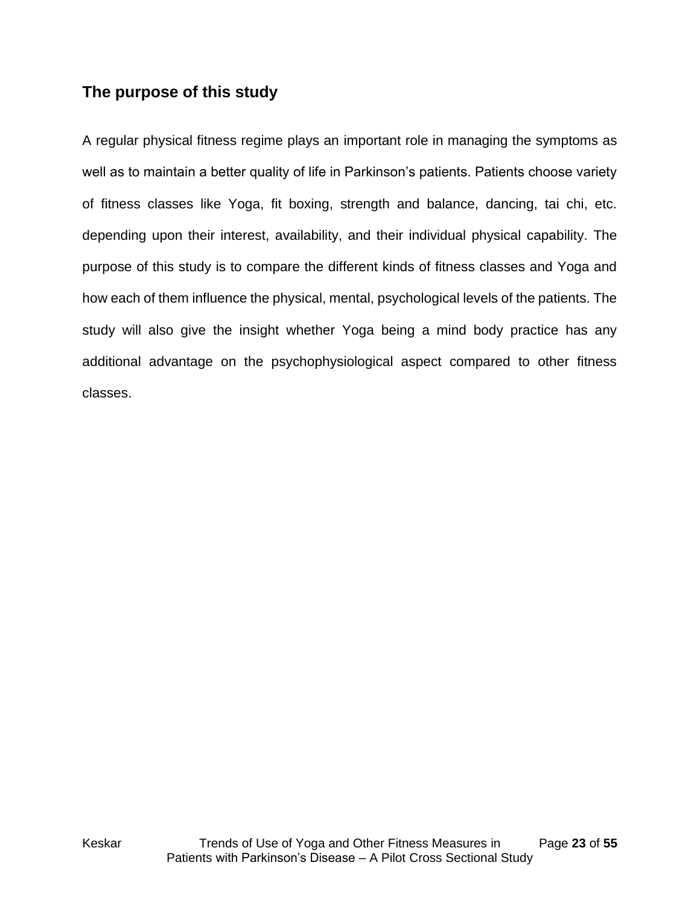## The purpose of this study

A regular physical fitness regime plays an important role in managing the symptoms as well as to maintain a better quality of life in Parkinson's patients. Patients choose variety of fitness classes like Yoga, fit boxing, strength and balance, dancing, tai chi, etc. depending upon their interest, availability, and their individual physical capability. The purpose of this study is to compare the different kinds of fitness classes and Yoga and how each of them influence the physical, mental, psychological levels of the patients. The study will also give the insight whether Yoga being a mind body practice has any additional advantage on the psychophysiological aspect compared to other fitness classes.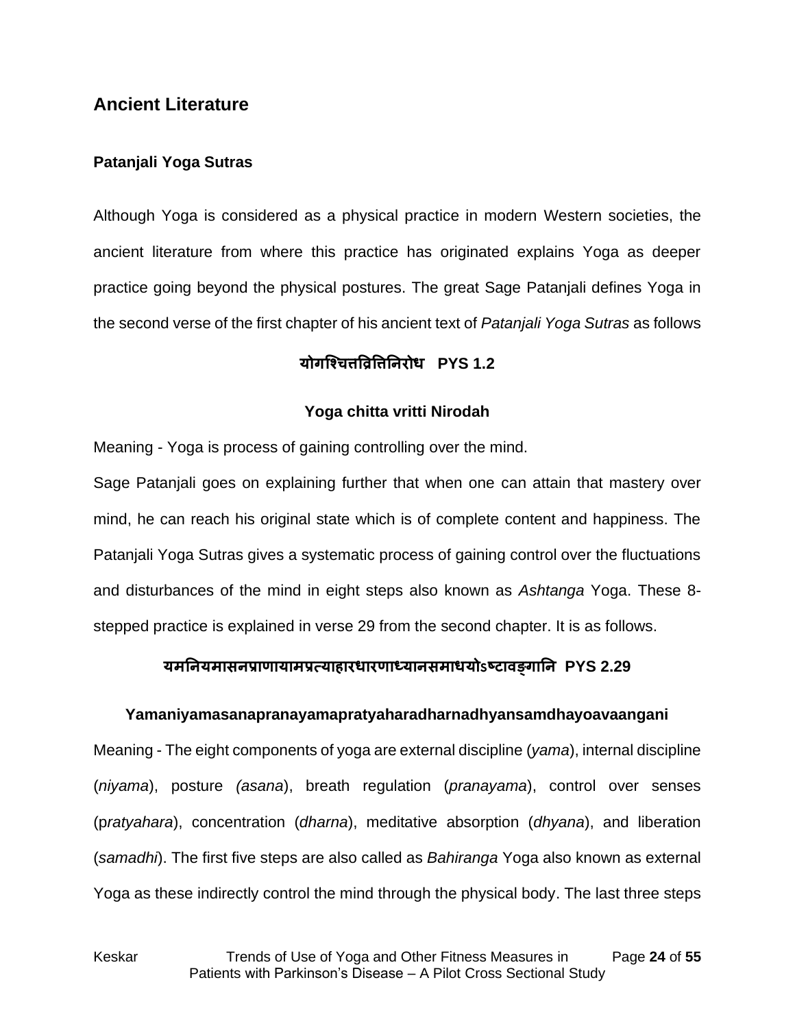## Ancient Literature

### Patanjali Yoga Sutras

Although Yoga is considered as a physical practice in modern Western societies, the ancient literature from where this practice has originated explains Yoga as deeper practice going beyond the physical postures. The great Sage Patanjali defines Yoga in the second verse of the first chapter of his ancient text of *Patanjali Yoga Sutras* as follows

**योगश्चित्तव्रित्तिनिरोध PYS 1.2**

**Yoga chitta vritti Nirodah**

Meaning - Yoga is process of gaining controlling over the mind.

Sage Patanjali goes on explaining further that when one can attain that mastery over mind, he can reach his original state which is of complete content and happiness. The Patanjali Yoga Sutras gives a systematic process of gaining control over the fluctuations and disturbances of the mind in eight steps also known as *Ashtanga* Yoga. These 8-stepped practice is explained in verse 29 from the second chapter. It is as follows.

**यमनियमासनप्राणायामप्रत्याहारधारणाध्यानसमाधयोऽष्टावङ्गानि PYS 2.29**

**Yamaniyamasanapranayamapratyaharadharnadhyansamdhayoavaangani**

Meaning - The eight components of yoga are external discipline (*yama*), internal discipline (*niyama*), posture *(asana*), breath regulation (*pranayama*), control over senses (p*ratyahara*), concentration (*dharna*), meditative absorption (*dhyana*), and liberation (*samadhi*). The first five steps are also called as *Bahiranga* Yoga also known as external Yoga as these indirectly control the mind through the physical body. The last three steps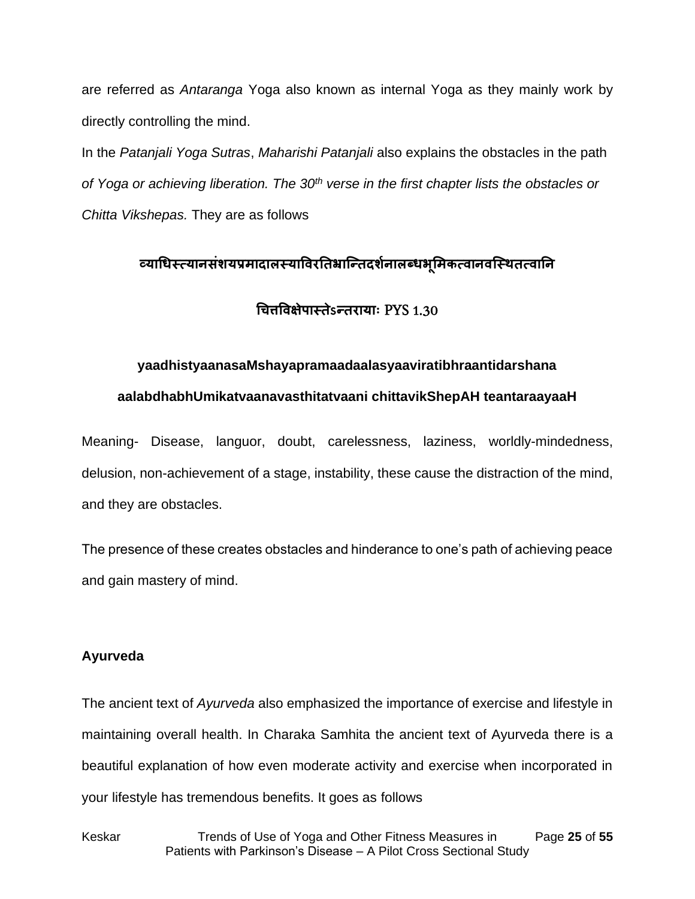are referred as *Antaranga* Yoga also known as internal Yoga as they mainly work by directly controlling the mind.

In the *Patanjali Yoga Sutras*, *Maharishi Patanjali* also explains the obstacles in the path *of Yoga or achieving liberation. The 30th verse in the first chapter lists the obstacles or Chitta Vikshepas.* They are as follows

**व्याधिस्त्यानसंशयप्रमादालस्याविरतिभ्रान्तिदर्शनालब्धभूमिकत्वानवस्थितत्वानि**

**चित्तविक्षेपास्तेऽन्तरायाः** PYS 1.30

**yaadhistyaanasaMshayapramaadaalasyaaviratibhraantidarshana**

**aalabdhabhUmikatvaanavasthitatvaani chittavikShepAH teantaraayaaH**

Meaning- Disease, languor, doubt, carelessness, laziness, worldly-mindedness, delusion, non-achievement of a stage, instability, these cause the distraction of the mind, and they are obstacles.

The presence of these creates obstacles and hinderance to one's path of achieving peace and gain mastery of mind.

**Ayurveda**

The ancient text of *Ayurveda* also emphasized the importance of exercise and lifestyle in maintaining overall health. In Charaka Samhita the ancient text of Ayurveda there is a beautiful explanation of how even moderate activity and exercise when incorporated in your lifestyle has tremendous benefits. It goes as follows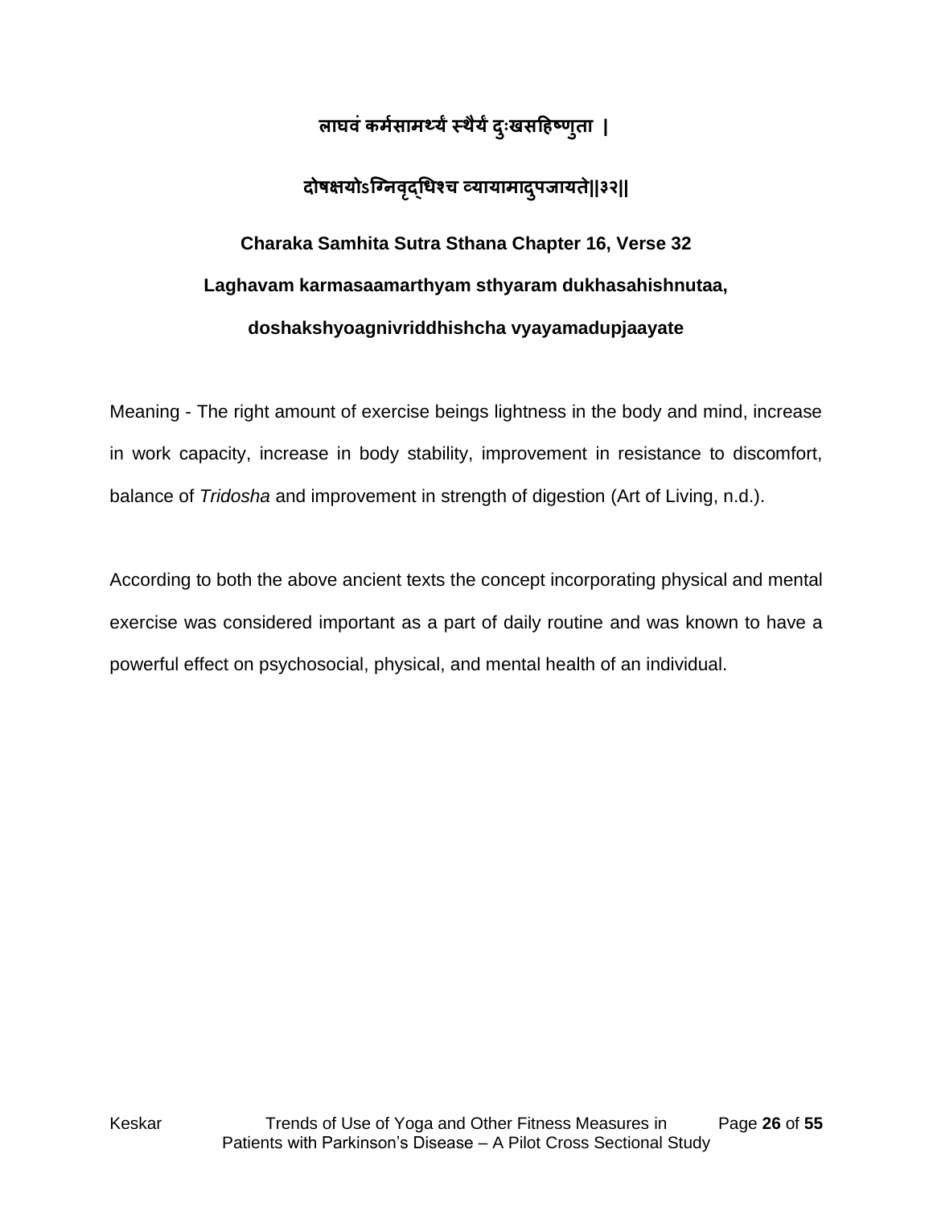**लाघवं कर्मसामर्थ्यं स्थैर्यं दुःखसहिष्णुता |**

**दोषक्षयोऽग्निवृद्धिश्च व्यायामादुपजायते||३२||**

**Charaka Samhita Sutra Sthana Chapter 16, Verse 32**

**Laghavam karmasaamarthyam sthyaram dukhasahishnutaa,**

**doshakshyoagnivriddhishcha vyayamadupjaayate**

Meaning - The right amount of exercise beings lightness in the body and mind, increase in work capacity, increase in body stability, improvement in resistance to discomfort, balance of *Tridosha* and improvement in strength of digestion (Art of Living, n.d.).

According to both the above ancient texts the concept incorporating physical and mental exercise was considered important as a part of daily routine and was known to have a powerful effect on psychosocial, physical, and mental health of an individual.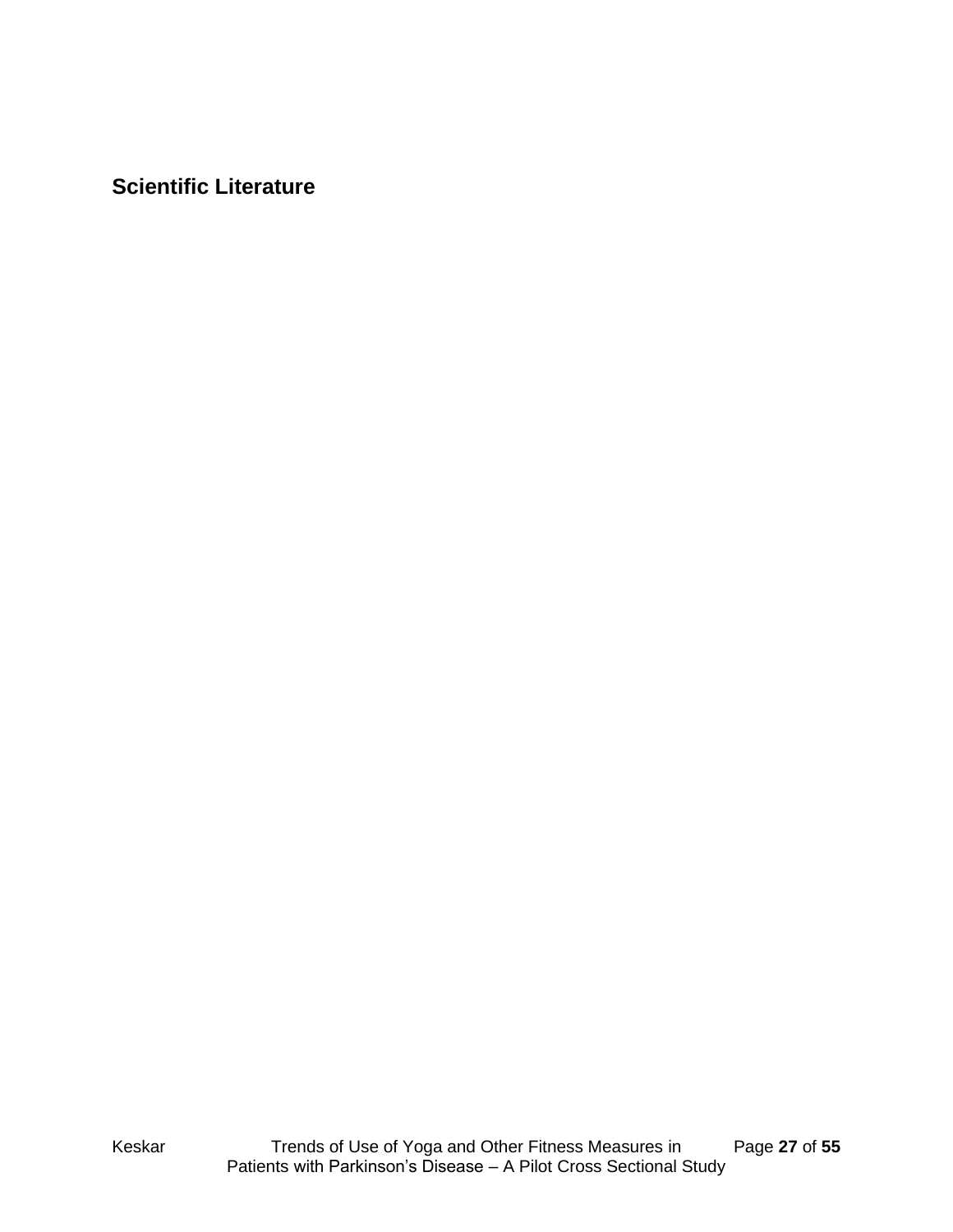## Scientific Literature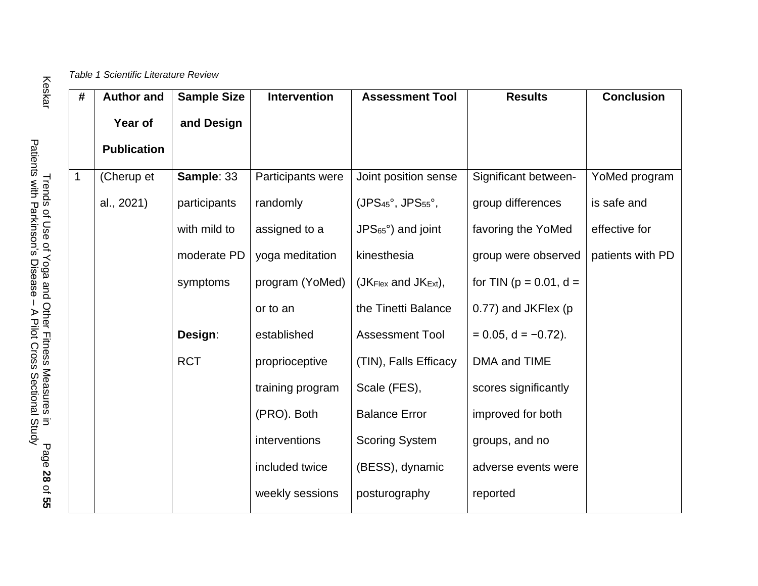*Table 1 Scientific Literature Review*

| # | Author and Year of Publication | Sample Size and Design | Intervention | Assessment Tool | Results | Conclusion |
|---|---|---|---|---|---|---|
| 1 | (Cherup et al., 2021) | **Sample**: 33 participants with mild to moderate PD symptoms<br><br>**Design**: RCT | Participants were randomly assigned to a yoga meditation program (YoMed) or to an established proprioceptive training program (PRO). Both interventions included twice weekly sessions | Joint position sense ($JPS_{45}$°, $JPS_{55}$°, $JPS_{65}$°) and joint kinesthesia ($JK_{Flex}$ and $JK_{Ext}$), the Tinetti Balance Assessment Tool (TIN), Falls Efficacy Scale (FES), Balance Error Scoring System (BESS), dynamic posturography | Significant between-group differences favoring the YoMed group were observed for TIN ($p = 0.01$, $d = 0.77$) and JKFlex ($p = 0.05$, $d = -0.72$). DMA and TIME scores significantly improved for both groups, and no adverse events were reported | YoMed program is safe and effective for patients with PD |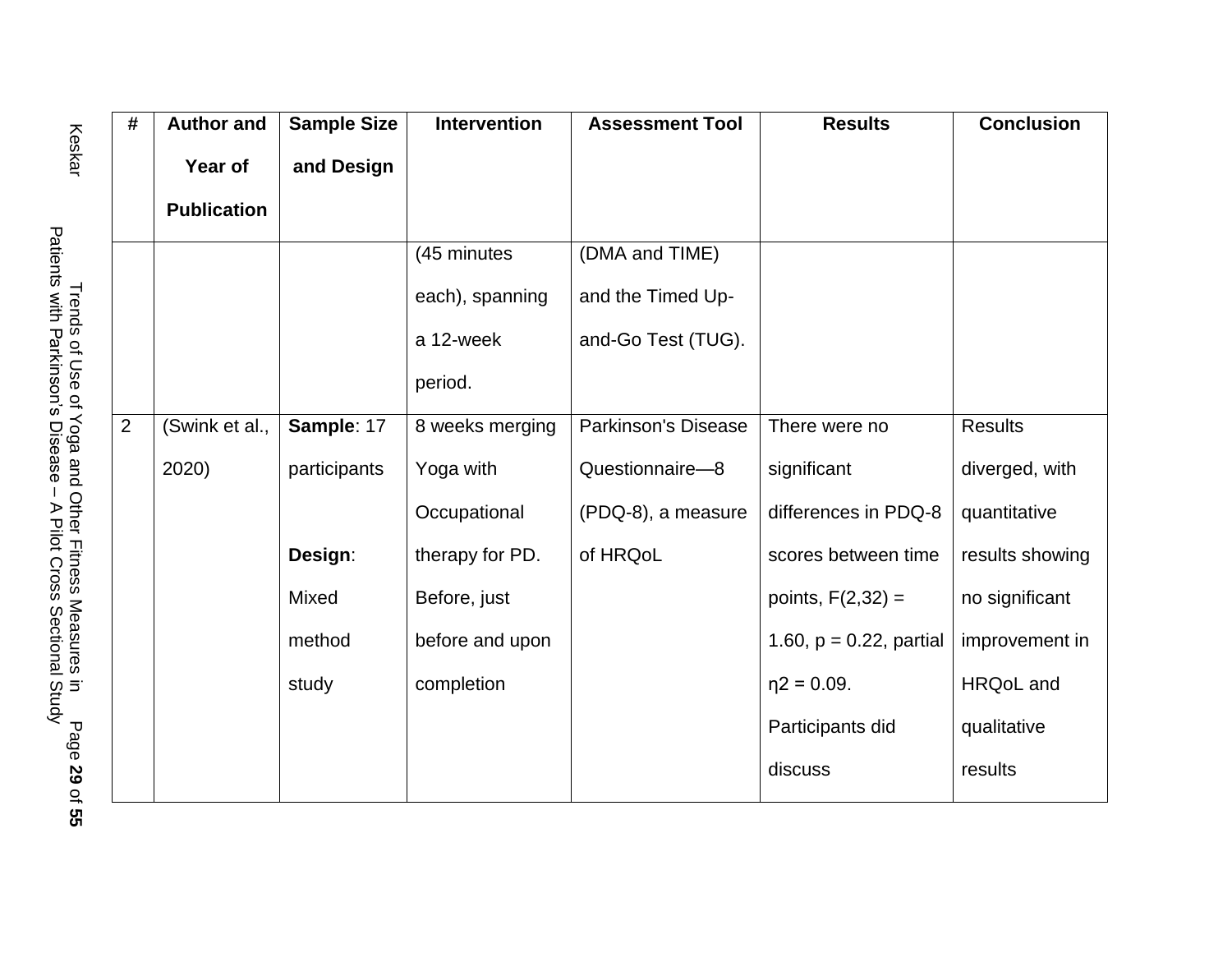| # | Author and Year of Publication | Sample Size and Design | Intervention | Assessment Tool | Results | Conclusion |
|---|---|---|---|---|---|---|
| | | | (45 minutes each), spanning a 12-week period. | (DMA and TIME) and the Timed Up-and-Go Test (TUG). | | |
| 2 | (Swink et al., 2020) | **Sample**: 17 participants<br><br>**Design**: Mixed method study | 8 weeks merging Yoga with Occupational therapy for PD. Before, just before and upon completion | Parkinson's Disease Questionnaire—8 (PDQ-8), a measure of HRQoL | There were no significant differences in PDQ-8 scores between time points, $F(2,32) = 1.60$, $p = 0.22$, partial $\eta^2 = 0.09$. Participants did discuss | Results diverged, with quantitative results showing no significant improvement in HRQoL and qualitative results |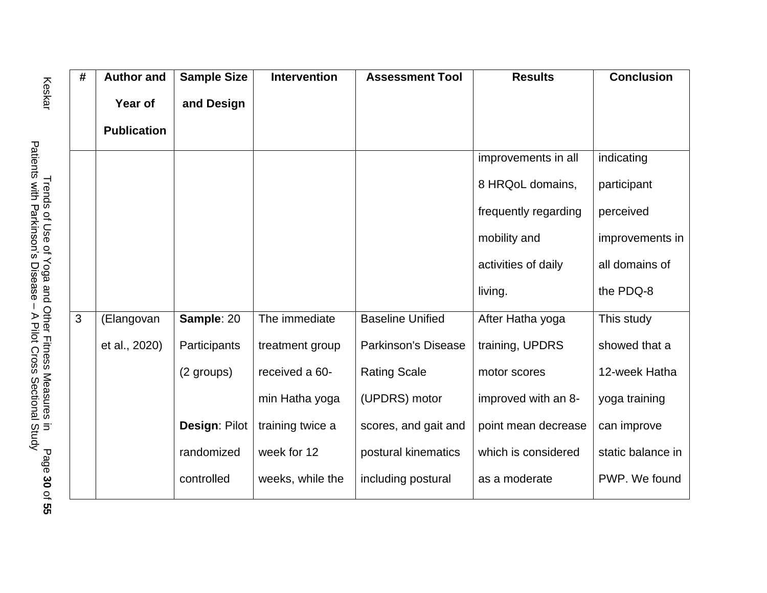| # | Author and Year of Publication | Sample Size and Design | Intervention | Assessment Tool | Results | Conclusion |
|---|---|---|---|---|---|---|
| | | | | | improvements in all 8 HRQoL domains, frequently regarding mobility and activities of daily living. | indicating participant perceived improvements in all domains of the PDQ-8 |
| 3 | (Elangovan et al., 2020) | **Sample**: 20 Participants (2 groups)<br><br>**Design**: Pilot randomized controlled | The immediate treatment group received a 60-min Hatha yoga training twice a week for 12 weeks, while the | Baseline Unified Parkinson's Disease Rating Scale (UPDRS) motor scores, and gait and postural kinematics including postural | After Hatha yoga training, UPDRS motor scores improved with an 8-point mean decrease which is considered as a moderate | This study showed that a 12-week Hatha yoga training can improve static balance in PWP. We found |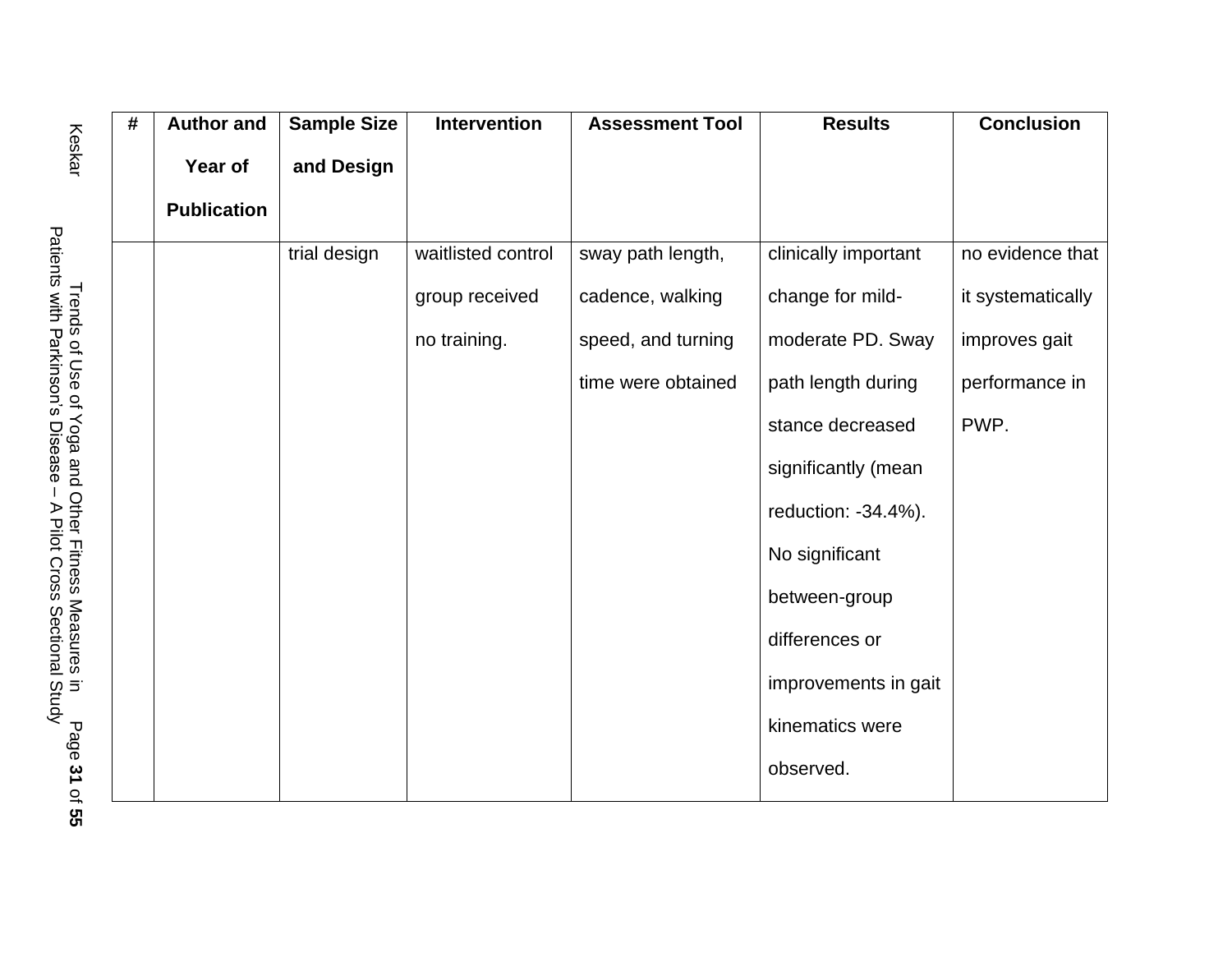| # | Author and Year of Publication | Sample Size and Design | Intervention | Assessment Tool | Results | Conclusion |
|---|---|---|---|---|---|---|
| | | trial design | waitlisted control group received no training. | sway path length, cadence, walking speed, and turning time were obtained | clinically important change for mild-moderate PD. Sway path length during stance decreased significantly (mean reduction: -34.4%). No significant between-group differences or improvements in gait kinematics were observed. | no evidence that it systematically improves gait performance in PWP. |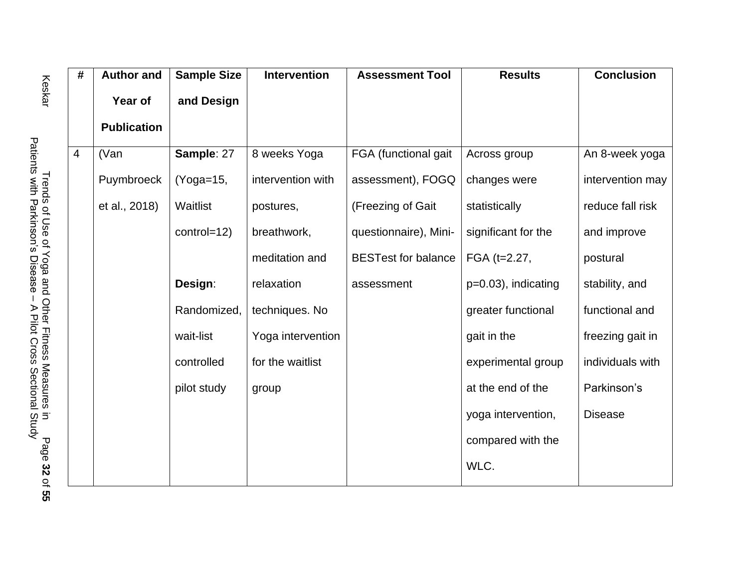| # | Author and Year of Publication | Sample Size and Design | Intervention | Assessment Tool | Results | Conclusion |
|---|---|---|---|---|---|---|
| 4 | (Van Puymbroeck et al., 2018) | **Sample**: 27 (Yoga=15, Waitlist control=12)<br><br>**Design**: Randomized, wait-list controlled pilot study | 8 weeks Yoga intervention with postures, breathwork, meditation and relaxation techniques. No Yoga intervention for the waitlist group | FGA (functional gait assessment), FOGQ (Freezing of Gait questionnaire), Mini-BESTest for balance assessment | Across group changes were statistically significant for the FGA ($t=2.27$, $p=0.03$), indicating greater functional gait in the experimental group at the end of the yoga intervention, compared with the WLC. | An 8-week yoga intervention may reduce fall risk and improve postural stability, and functional and freezing gait in individuals with Parkinson's Disease |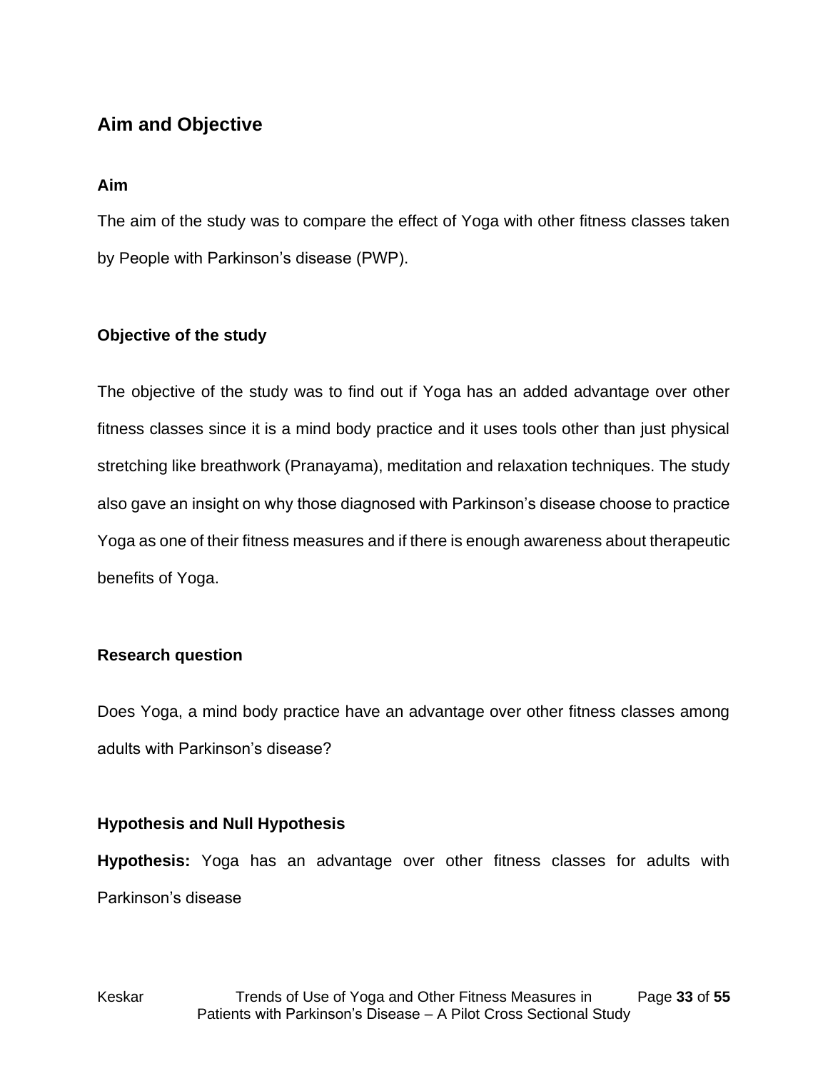## Aim and Objective

### Aim

The aim of the study was to compare the effect of Yoga with other fitness classes taken by People with Parkinson's disease (PWP).

### Objective of the study

The objective of the study was to find out if Yoga has an added advantage over other fitness classes since it is a mind body practice and it uses tools other than just physical stretching like breathwork (Pranayama), meditation and relaxation techniques. The study also gave an insight on why those diagnosed with Parkinson's disease choose to practice Yoga as one of their fitness measures and if there is enough awareness about therapeutic benefits of Yoga.

### Research question

Does Yoga, a mind body practice have an advantage over other fitness classes among adults with Parkinson's disease?

### Hypothesis and Null Hypothesis

**Hypothesis:** Yoga has an advantage over other fitness classes for adults with Parkinson's disease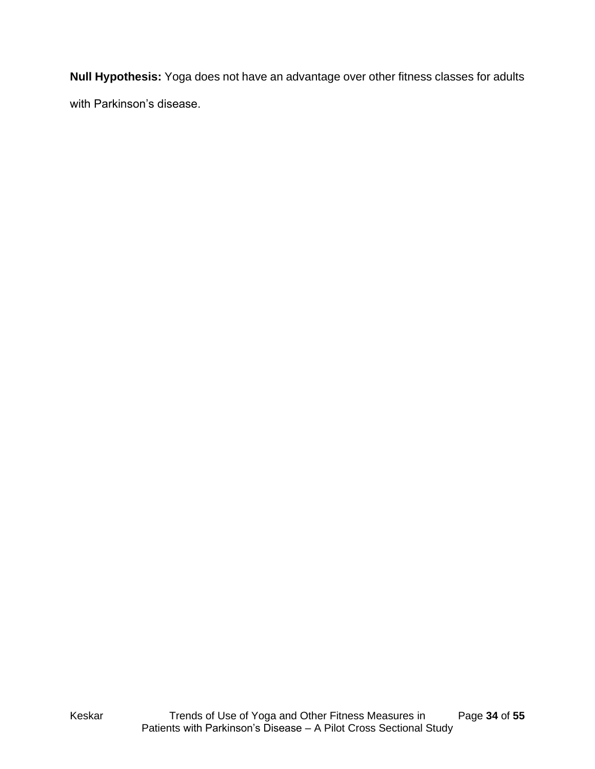**Null Hypothesis:** Yoga does not have an advantage over other fitness classes for adults with Parkinson's disease.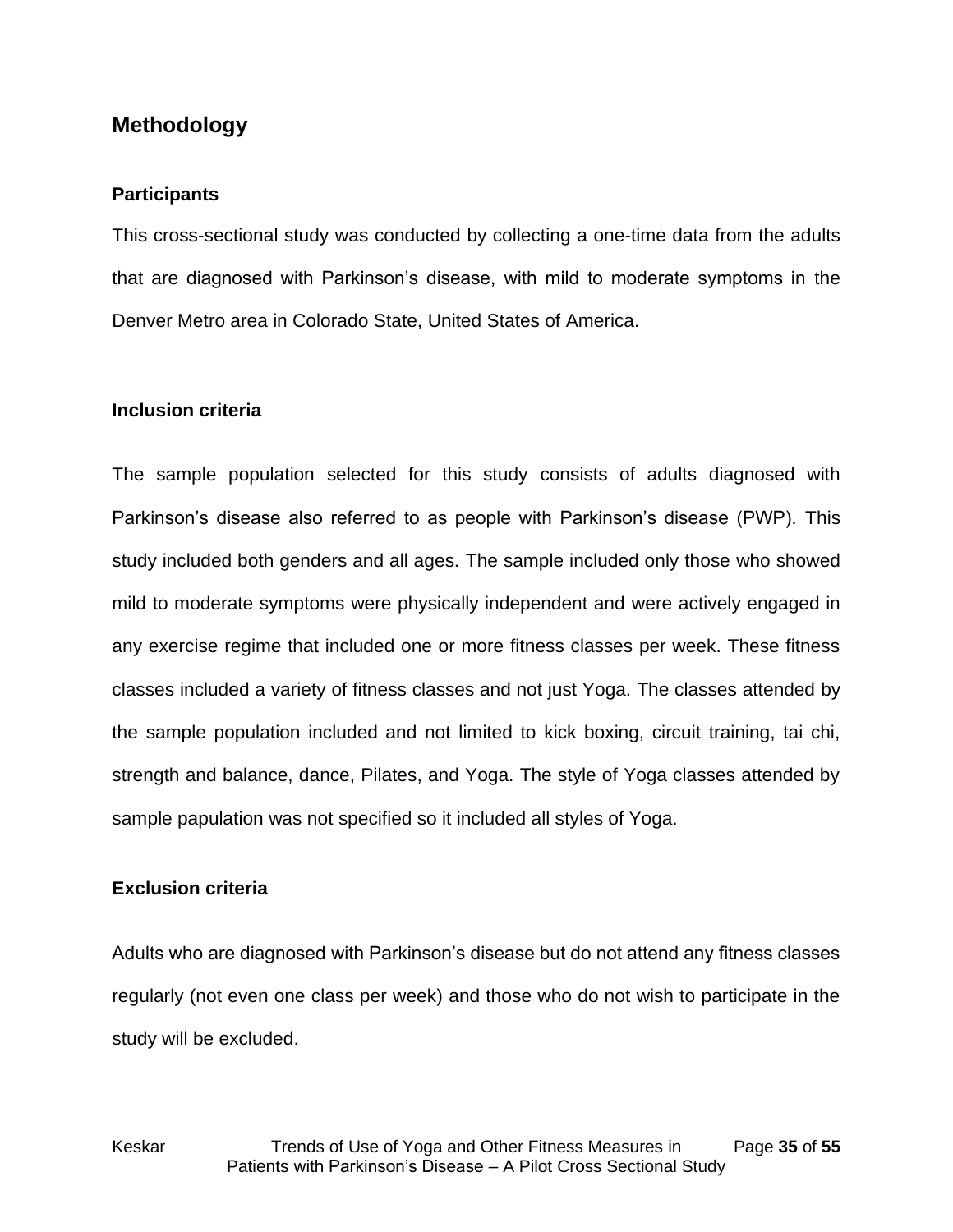## Methodology

### Participants

This cross-sectional study was conducted by collecting a one-time data from the adults that are diagnosed with Parkinson's disease, with mild to moderate symptoms in the Denver Metro area in Colorado State, United States of America.

### Inclusion criteria

The sample population selected for this study consists of adults diagnosed with Parkinson's disease also referred to as people with Parkinson's disease (PWP). This study included both genders and all ages. The sample included only those who showed mild to moderate symptoms were physically independent and were actively engaged in any exercise regime that included one or more fitness classes per week. These fitness classes included a variety of fitness classes and not just Yoga. The classes attended by the sample population included and not limited to kick boxing, circuit training, tai chi, strength and balance, dance, Pilates, and Yoga. The style of Yoga classes attended by sample papulation was not specified so it included all styles of Yoga.

### Exclusion criteria

Adults who are diagnosed with Parkinson's disease but do not attend any fitness classes regularly (not even one class per week) and those who do not wish to participate in the study will be excluded.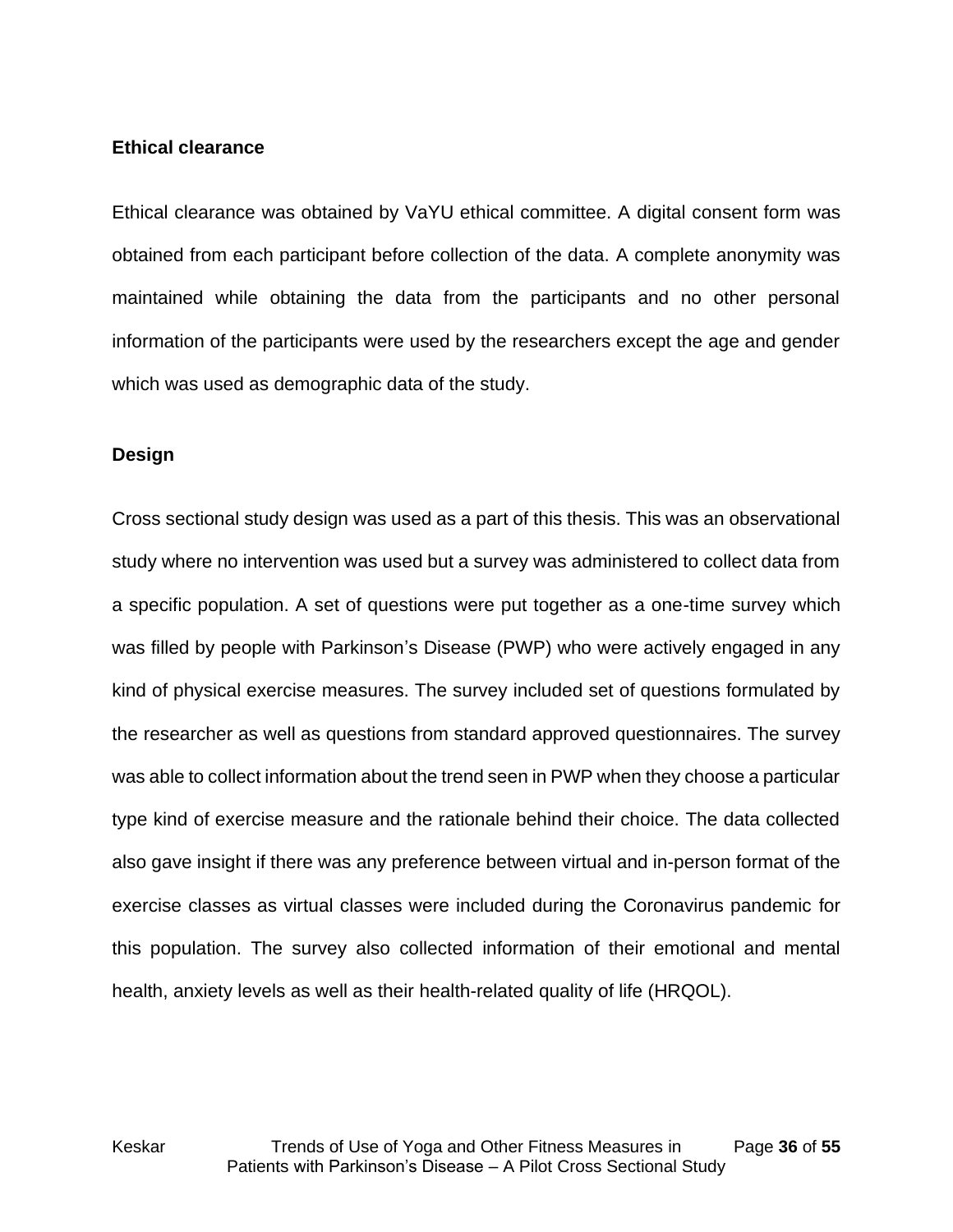**Ethical clearance**

Ethical clearance was obtained by VaYU ethical committee. A digital consent form was obtained from each participant before collection of the data. A complete anonymity was maintained while obtaining the data from the participants and no other personal information of the participants were used by the researchers except the age and gender which was used as demographic data of the study.

**Design**

Cross sectional study design was used as a part of this thesis. This was an observational study where no intervention was used but a survey was administered to collect data from a specific population. A set of questions were put together as a one-time survey which was filled by people with Parkinson's Disease (PWP) who were actively engaged in any kind of physical exercise measures. The survey included set of questions formulated by the researcher as well as questions from standard approved questionnaires. The survey was able to collect information about the trend seen in PWP when they choose a particular type kind of exercise measure and the rationale behind their choice. The data collected also gave insight if there was any preference between virtual and in-person format of the exercise classes as virtual classes were included during the Coronavirus pandemic for this population. The survey also collected information of their emotional and mental health, anxiety levels as well as their health-related quality of life (HRQOL).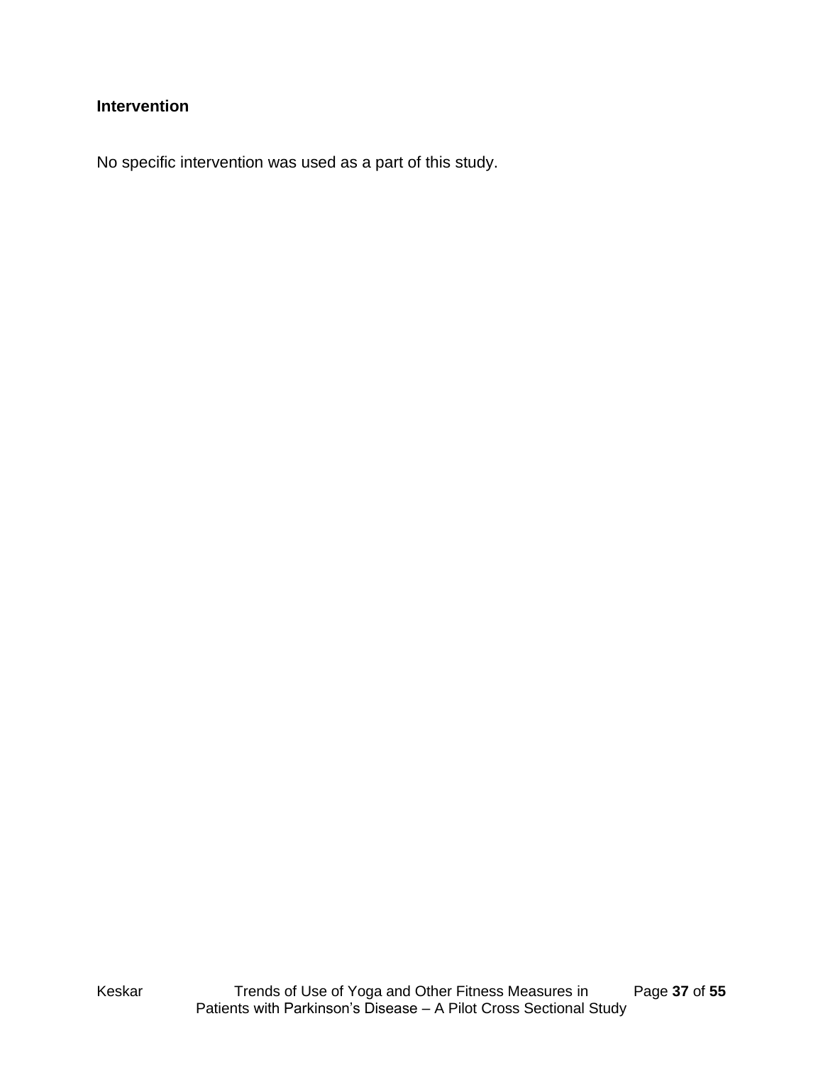### Intervention

No specific intervention was used as a part of this study.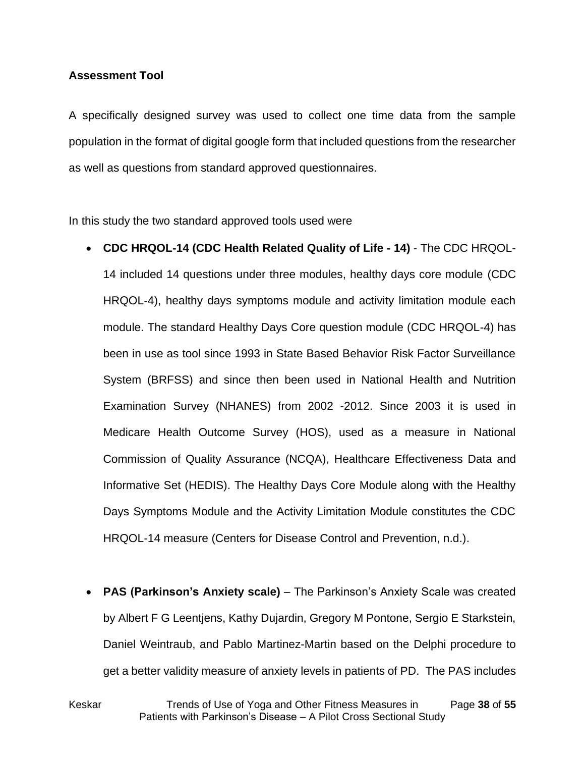**Assessment Tool**

A specifically designed survey was used to collect one time data from the sample population in the format of digital google form that included questions from the researcher as well as questions from standard approved questionnaires.

In this study the two standard approved tools used were

- **CDC HRQOL-14 (CDC Health Related Quality of Life - 14)** - The CDC HRQOL-14 included 14 questions under three modules, healthy days core module (CDC HRQOL-4), healthy days symptoms module and activity limitation module each module. The standard Healthy Days Core question module (CDC HRQOL-4) has been in use as tool since 1993 in State Based Behavior Risk Factor Surveillance System (BRFSS) and since then been used in National Health and Nutrition Examination Survey (NHANES) from 2002 -2012. Since 2003 it is used in Medicare Health Outcome Survey (HOS), used as a measure in National Commission of Quality Assurance (NCQA), Healthcare Effectiveness Data and Informative Set (HEDIS). The Healthy Days Core Module along with the Healthy Days Symptoms Module and the Activity Limitation Module constitutes the CDC HRQOL-14 measure (Centers for Disease Control and Prevention, n.d.).

- **PAS (Parkinson's Anxiety scale)** – The Parkinson's Anxiety Scale was created by Albert F G Leentjens, Kathy Dujardin, Gregory M Pontone, Sergio E Starkstein, Daniel Weintraub, and Pablo Martinez-Martin based on the Delphi procedure to get a better validity measure of anxiety levels in patients of PD. The PAS includes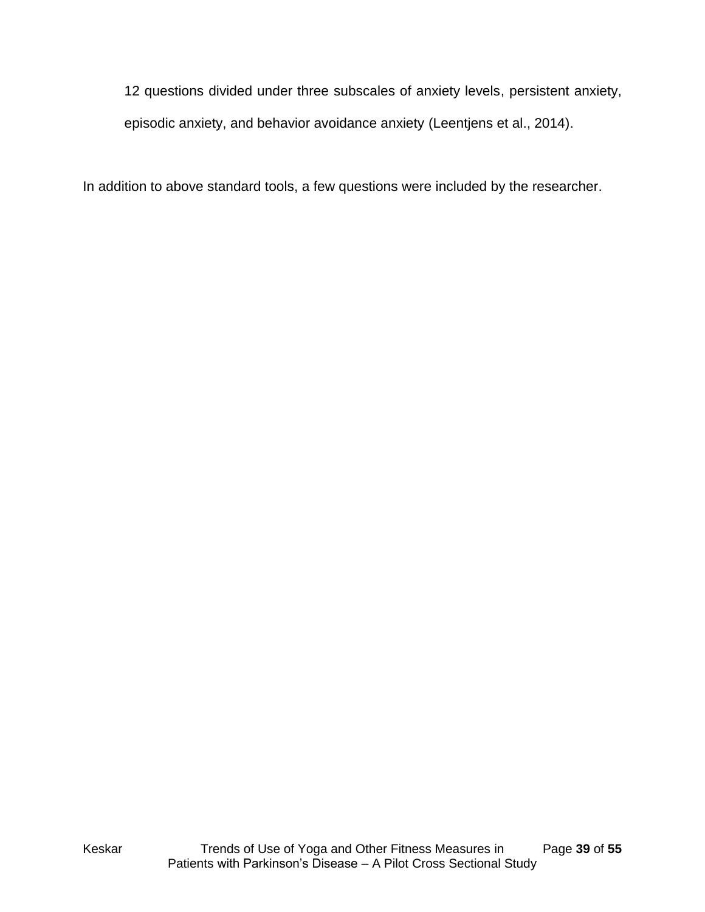12 questions divided under three subscales of anxiety levels, persistent anxiety, episodic anxiety, and behavior avoidance anxiety (Leentjens et al., 2014).

In addition to above standard tools, a few questions were included by the researcher.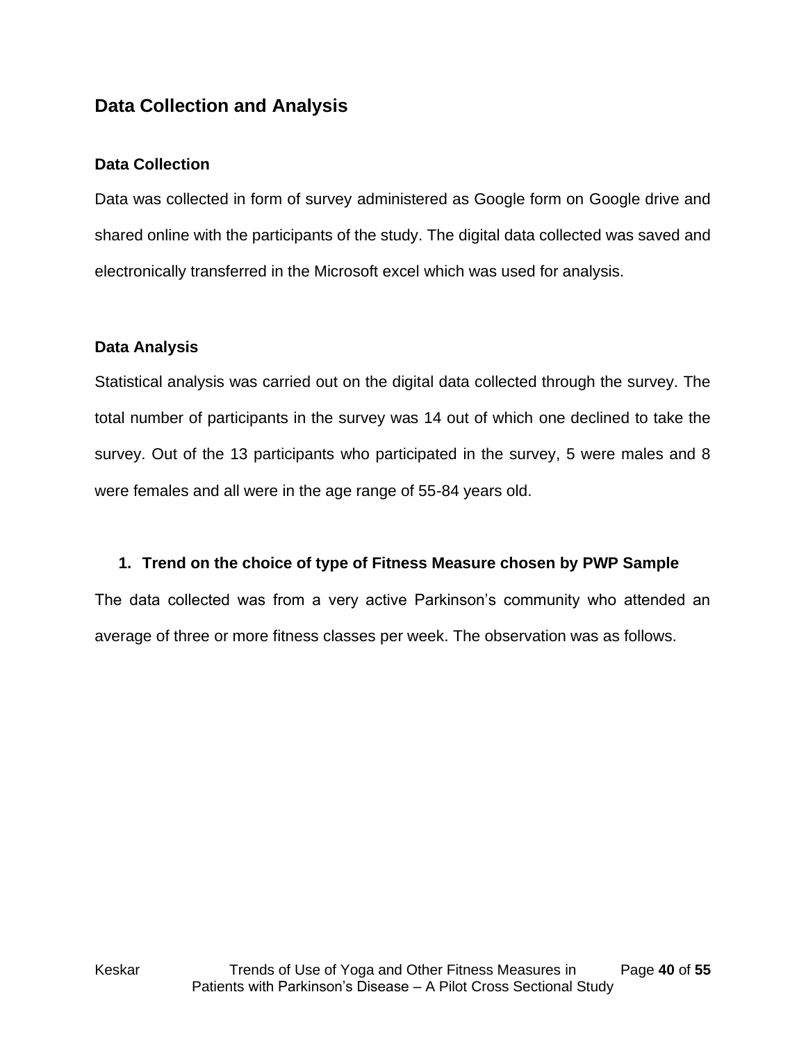## Data Collection and Analysis

### Data Collection

Data was collected in form of survey administered as Google form on Google drive and shared online with the participants of the study. The digital data collected was saved and electronically transferred in the Microsoft excel which was used for analysis.

### Data Analysis

Statistical analysis was carried out on the digital data collected through the survey. The total number of participants in the survey was 14 out of which one declined to take the survey. Out of the 13 participants who participated in the survey, 5 were males and 8 were females and all were in the age range of 55-84 years old.

1. **Trend on the choice of type of Fitness Measure chosen by PWP Sample**

The data collected was from a very active Parkinson's community who attended an average of three or more fitness classes per week. The observation was as follows.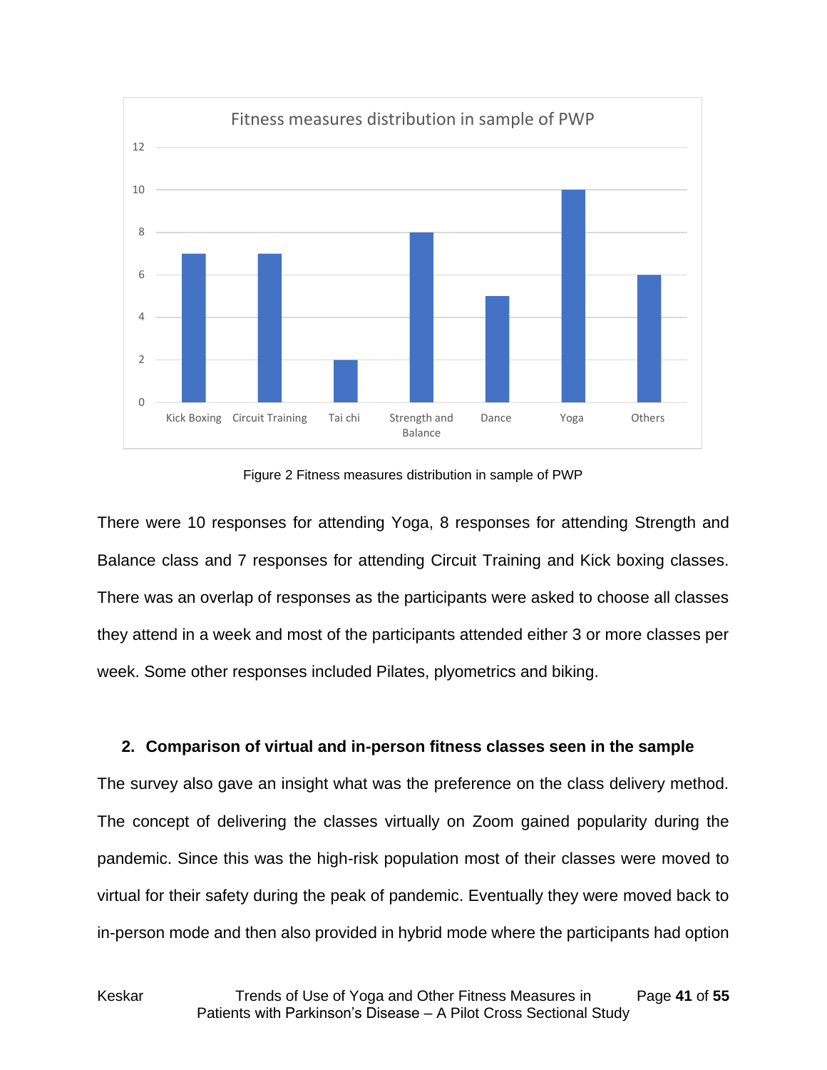Figure 2 Fitness measures distribution in sample of PWP

There were 10 responses for attending Yoga, 8 responses for attending Strength and Balance class and 7 responses for attending Circuit Training and Kick boxing classes. There was an overlap of responses as the participants were asked to choose all classes they attend in a week and most of the participants attended either 3 or more classes per week. Some other responses included Pilates, plyometrics and biking.

## 2. Comparison of virtual and in-person fitness classes seen in the sample

The survey also gave an insight what was the preference on the class delivery method. The concept of delivering the classes virtually on Zoom gained popularity during the pandemic. Since this was the high-risk population most of their classes were moved to virtual for their safety during the peak of pandemic. Eventually they were moved back to in-person mode and then also provided in hybrid mode where the participants had option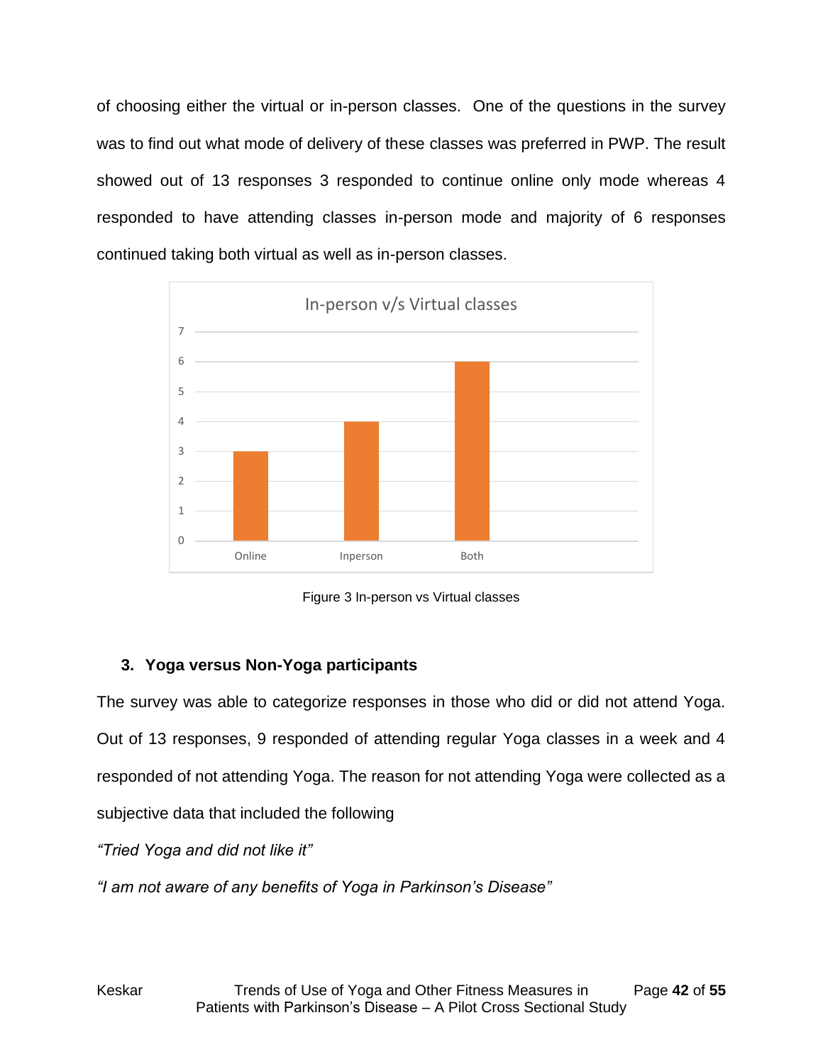of choosing either the virtual or in-person classes. One of the questions in the survey was to find out what mode of delivery of these classes was preferred in PWP. The result showed out of 13 responses 3 responded to continue online only mode whereas 4 responded to have attending classes in-person mode and majority of 6 responses continued taking both virtual as well as in-person classes.

Figure 3 In-person vs Virtual classes

### 3. Yoga versus Non-Yoga participants

The survey was able to categorize responses in those who did or did not attend Yoga. Out of 13 responses, 9 responded of attending regular Yoga classes in a week and 4 responded of not attending Yoga. The reason for not attending Yoga were collected as a subjective data that included the following

*"Tried Yoga and did not like it"*

*"I am not aware of any benefits of Yoga in Parkinson's Disease"*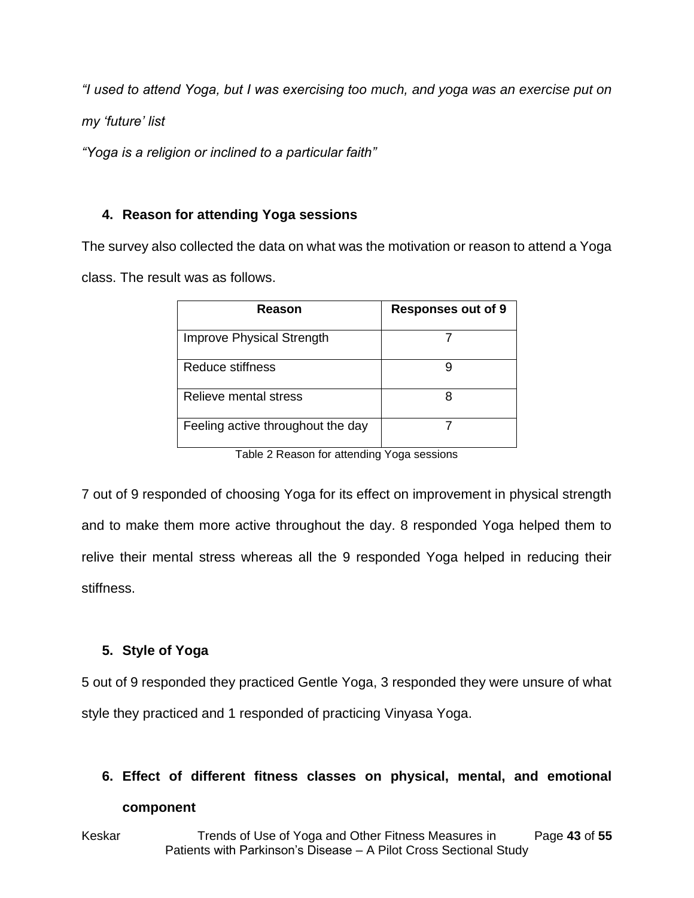*"I used to attend Yoga, but I was exercising too much, and yoga was an exercise put on my 'future' list*

*"Yoga is a religion or inclined to a particular faith"*

### 4. Reason for attending Yoga sessions

The survey also collected the data on what was the motivation or reason to attend a Yoga class. The result was as follows.

| Reason | Responses out of 9 |
| --- | --- |
| Improve Physical Strength | 7 |
| Reduce stiffness | 9 |
| Relieve mental stress | 8 |
| Feeling active throughout the day | 7 |

Table 2 Reason for attending Yoga sessions

7 out of 9 responded of choosing Yoga for its effect on improvement in physical strength and to make them more active throughout the day. 8 responded Yoga helped them to relive their mental stress whereas all the 9 responded Yoga helped in reducing their stiffness.

### 5. Style of Yoga

5 out of 9 responded they practiced Gentle Yoga, 3 responded they were unsure of what style they practiced and 1 responded of practicing Vinyasa Yoga.

### 6. Effect of different fitness classes on physical, mental, and emotional component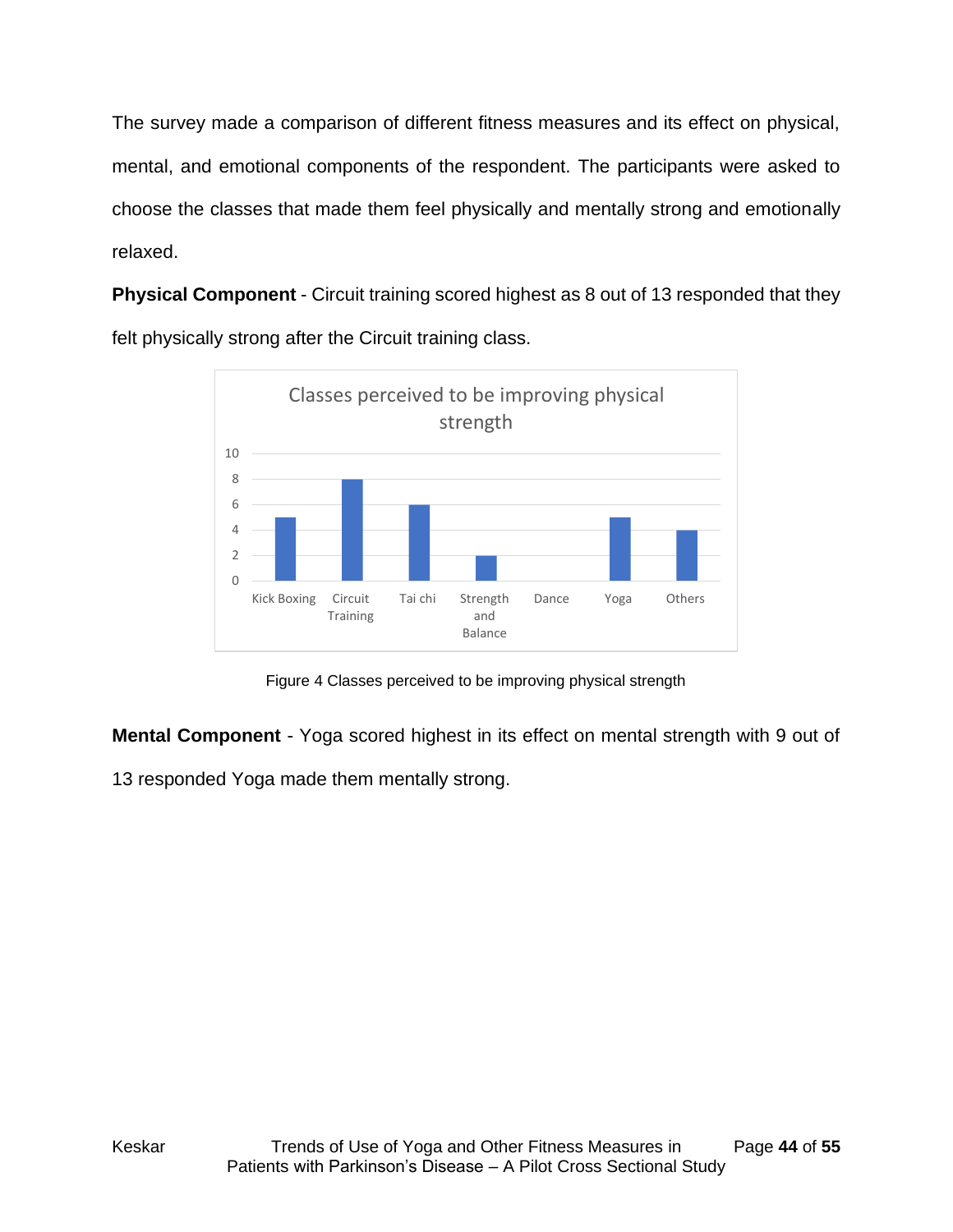The survey made a comparison of different fitness measures and its effect on physical, mental, and emotional components of the respondent. The participants were asked to choose the classes that made them feel physically and mentally strong and emotionally relaxed.

**Physical Component** - Circuit training scored highest as 8 out of 13 responded that they felt physically strong after the Circuit training class.

Figure 4 Classes perceived to be improving physical strength

**Mental Component** - Yoga scored highest in its effect on mental strength with 9 out of 13 responded Yoga made them mentally strong.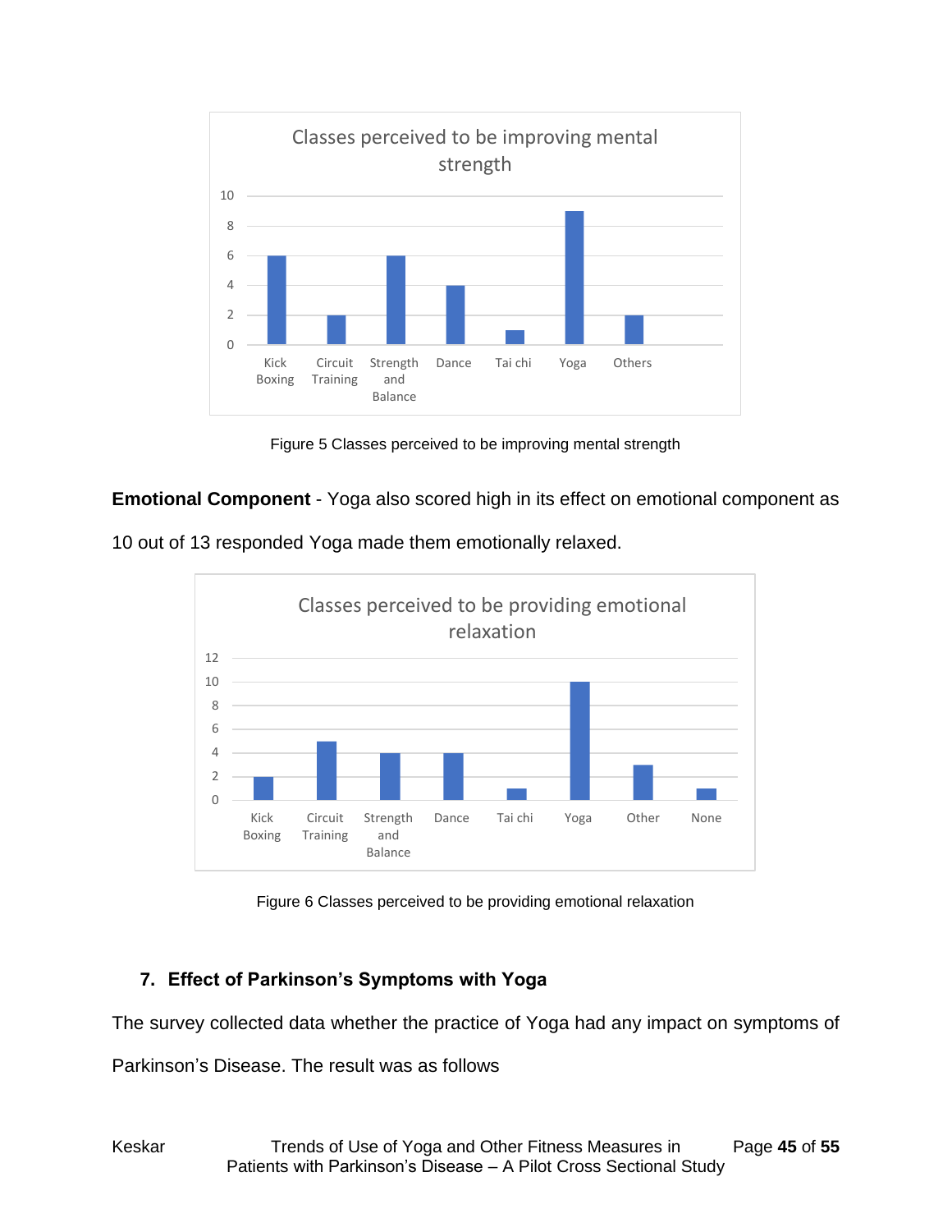Figure 5 Classes perceived to be improving mental strength

**Emotional Component** - Yoga also scored high in its effect on emotional component as 10 out of 13 responded Yoga made them emotionally relaxed.

Figure 6 Classes perceived to be providing emotional relaxation

## 7. Effect of Parkinson's Symptoms with Yoga

The survey collected data whether the practice of Yoga had any impact on symptoms of Parkinson's Disease. The result was as follows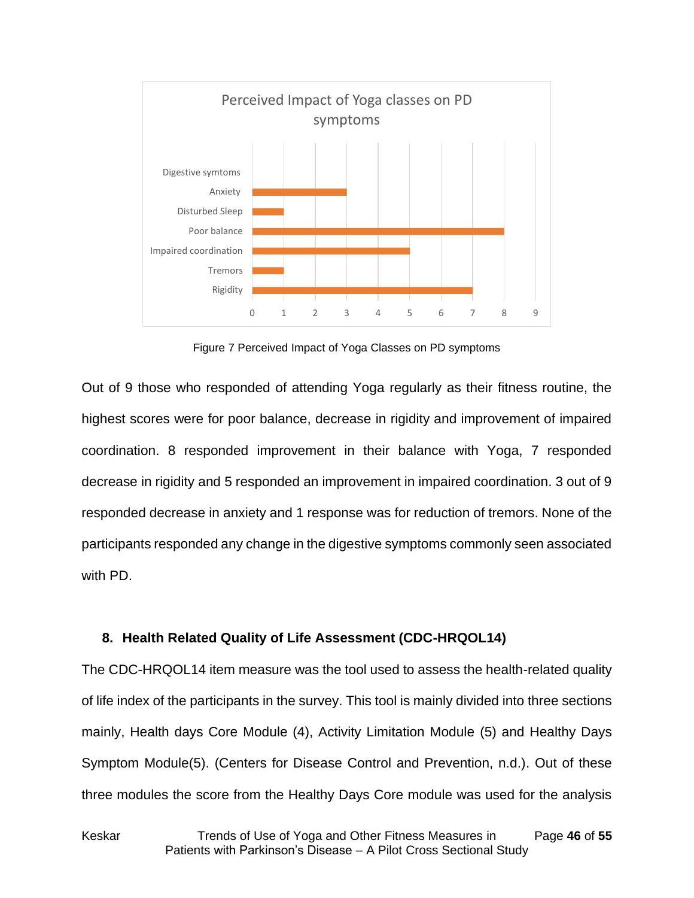Figure 7 Perceived Impact of Yoga Classes on PD symptoms

Out of 9 those who responded of attending Yoga regularly as their fitness routine, the highest scores were for poor balance, decrease in rigidity and improvement of impaired coordination. 8 responded improvement in their balance with Yoga, 7 responded decrease in rigidity and 5 responded an improvement in impaired coordination. 3 out of 9 responded decrease in anxiety and 1 response was for reduction of tremors. None of the participants responded any change in the digestive symptoms commonly seen associated with PD.

## 8. Health Related Quality of Life Assessment (CDC-HRQOL14)

The CDC-HRQOL14 item measure was the tool used to assess the health-related quality of life index of the participants in the survey. This tool is mainly divided into three sections mainly, Health days Core Module (4), Activity Limitation Module (5) and Healthy Days Symptom Module(5). (Centers for Disease Control and Prevention, n.d.). Out of these three modules the score from the Healthy Days Core module was used for the analysis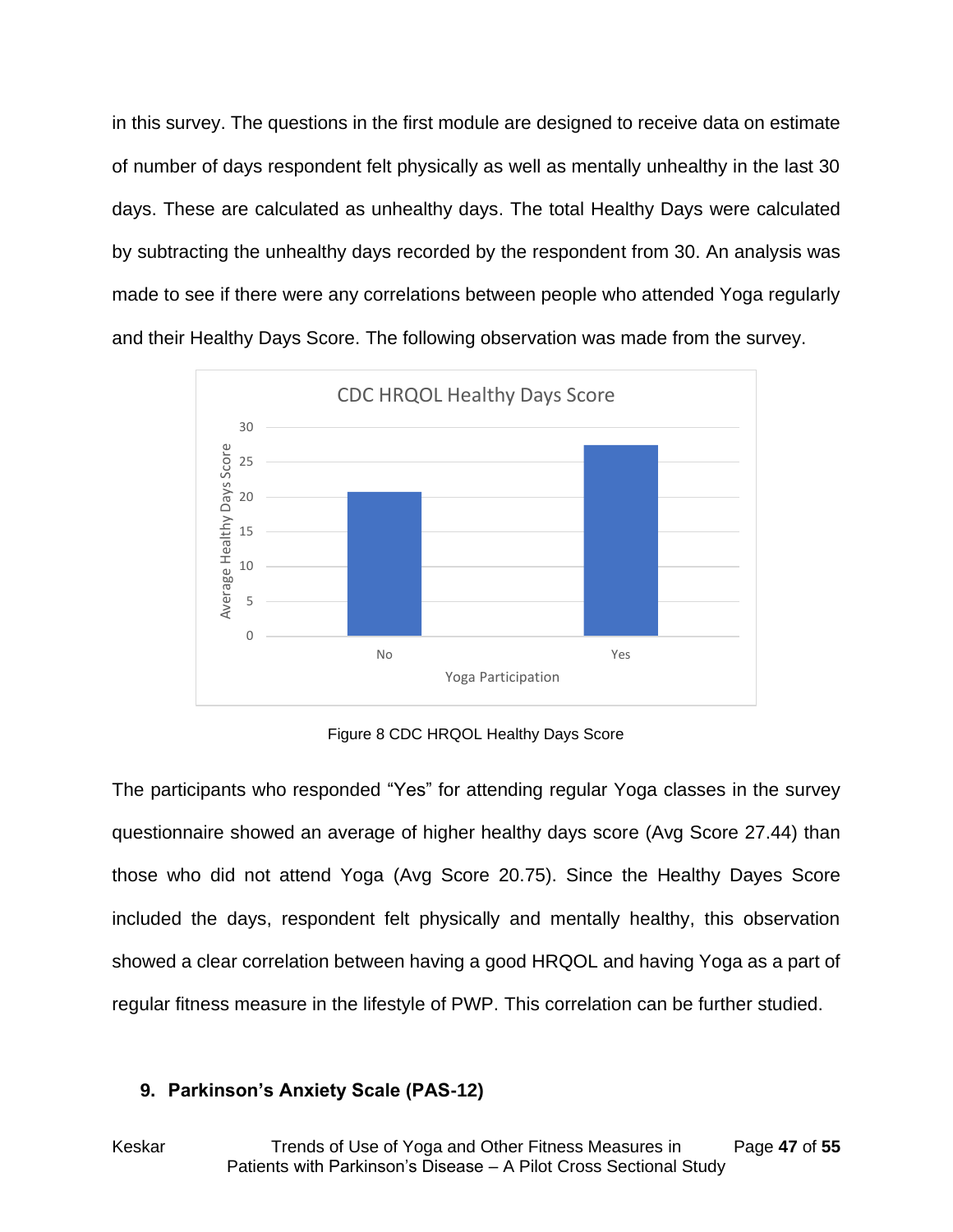in this survey. The questions in the first module are designed to receive data on estimate of number of days respondent felt physically as well as mentally unhealthy in the last 30 days. These are calculated as unhealthy days. The total Healthy Days were calculated by subtracting the unhealthy days recorded by the respondent from 30. An analysis was made to see if there were any correlations between people who attended Yoga regularly and their Healthy Days Score. The following observation was made from the survey.

Figure 8 CDC HRQOL Healthy Days Score

The participants who responded "Yes" for attending regular Yoga classes in the survey questionnaire showed an average of higher healthy days score (Avg Score 27.44) than those who did not attend Yoga (Avg Score 20.75). Since the Healthy Dayes Score included the days, respondent felt physically and mentally healthy, this observation showed a clear correlation between having a good HRQOL and having Yoga as a part of regular fitness measure in the lifestyle of PWP. This correlation can be further studied.

## 9. Parkinson's Anxiety Scale (PAS-12)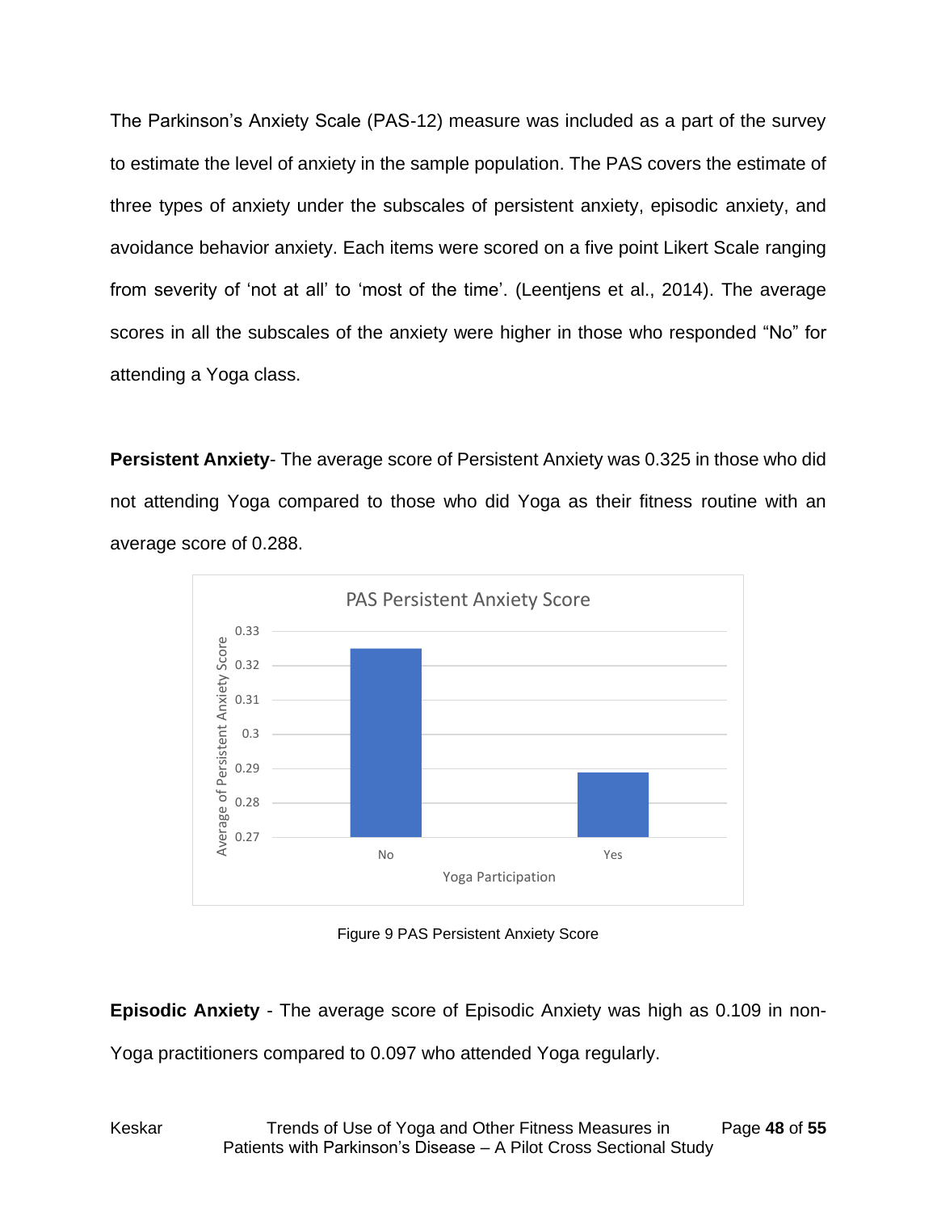The Parkinson's Anxiety Scale (PAS-12) measure was included as a part of the survey to estimate the level of anxiety in the sample population. The PAS covers the estimate of three types of anxiety under the subscales of persistent anxiety, episodic anxiety, and avoidance behavior anxiety. Each items were scored on a five point Likert Scale ranging from severity of 'not at all' to 'most of the time'. (Leentjens et al., 2014). The average scores in all the subscales of the anxiety were higher in those who responded "No" for attending a Yoga class.

**Persistent Anxiety**- The average score of Persistent Anxiety was 0.325 in those who did not attending Yoga compared to those who did Yoga as their fitness routine with an average score of 0.288.

Figure 9 PAS Persistent Anxiety Score

**Episodic Anxiety** - The average score of Episodic Anxiety was high as 0.109 in non-Yoga practitioners compared to 0.097 who attended Yoga regularly.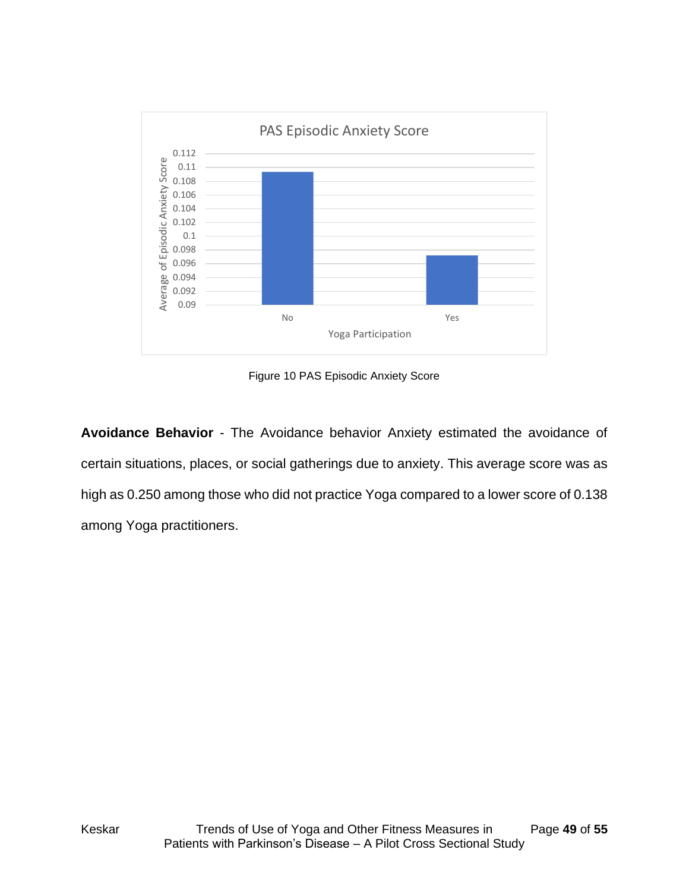Figure 10 PAS Episodic Anxiety Score

**Avoidance Behavior** - The Avoidance behavior Anxiety estimated the avoidance of certain situations, places, or social gatherings due to anxiety. This average score was as high as 0.250 among those who did not practice Yoga compared to a lower score of 0.138 among Yoga practitioners.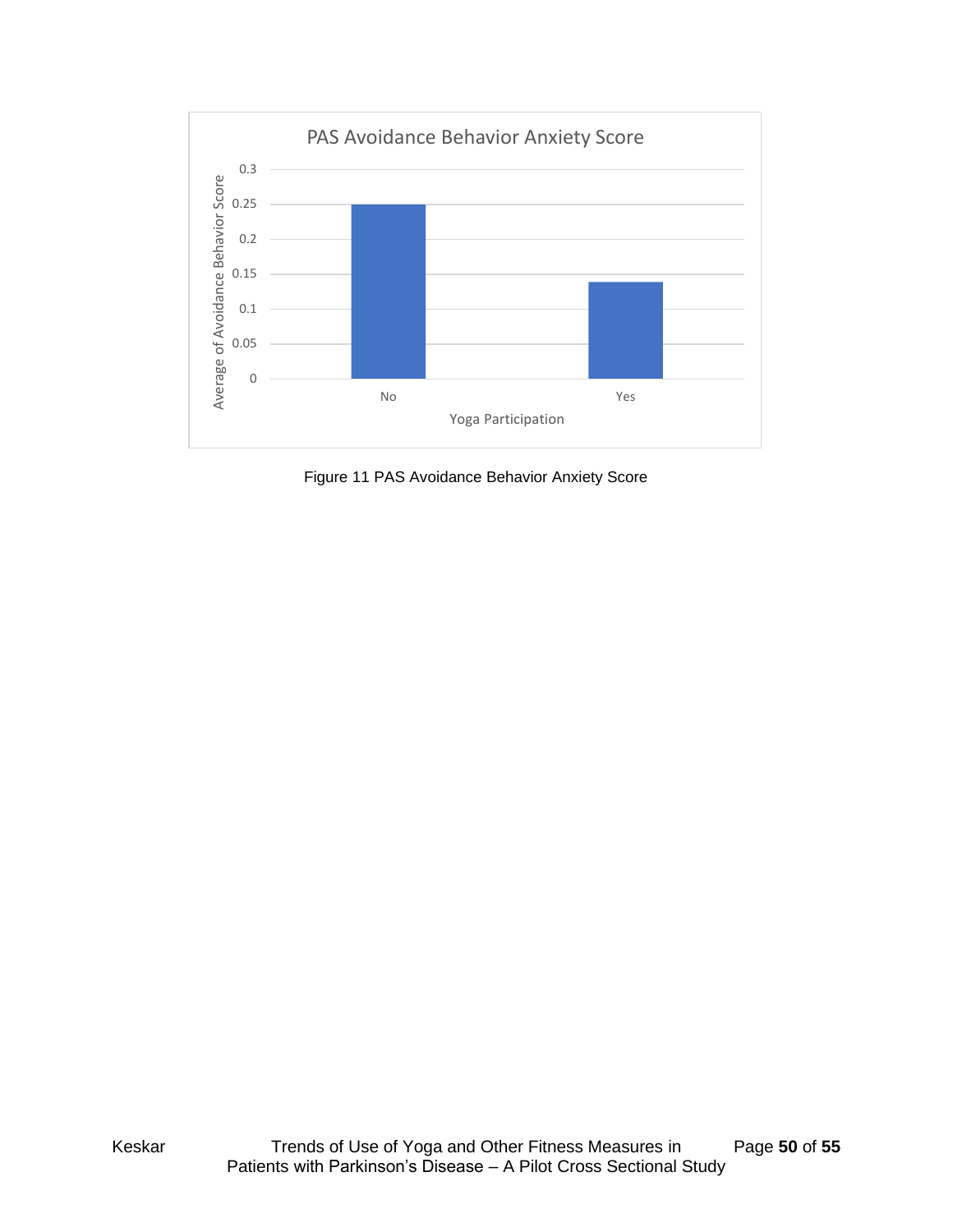Figure 11 PAS Avoidance Behavior Anxiety Score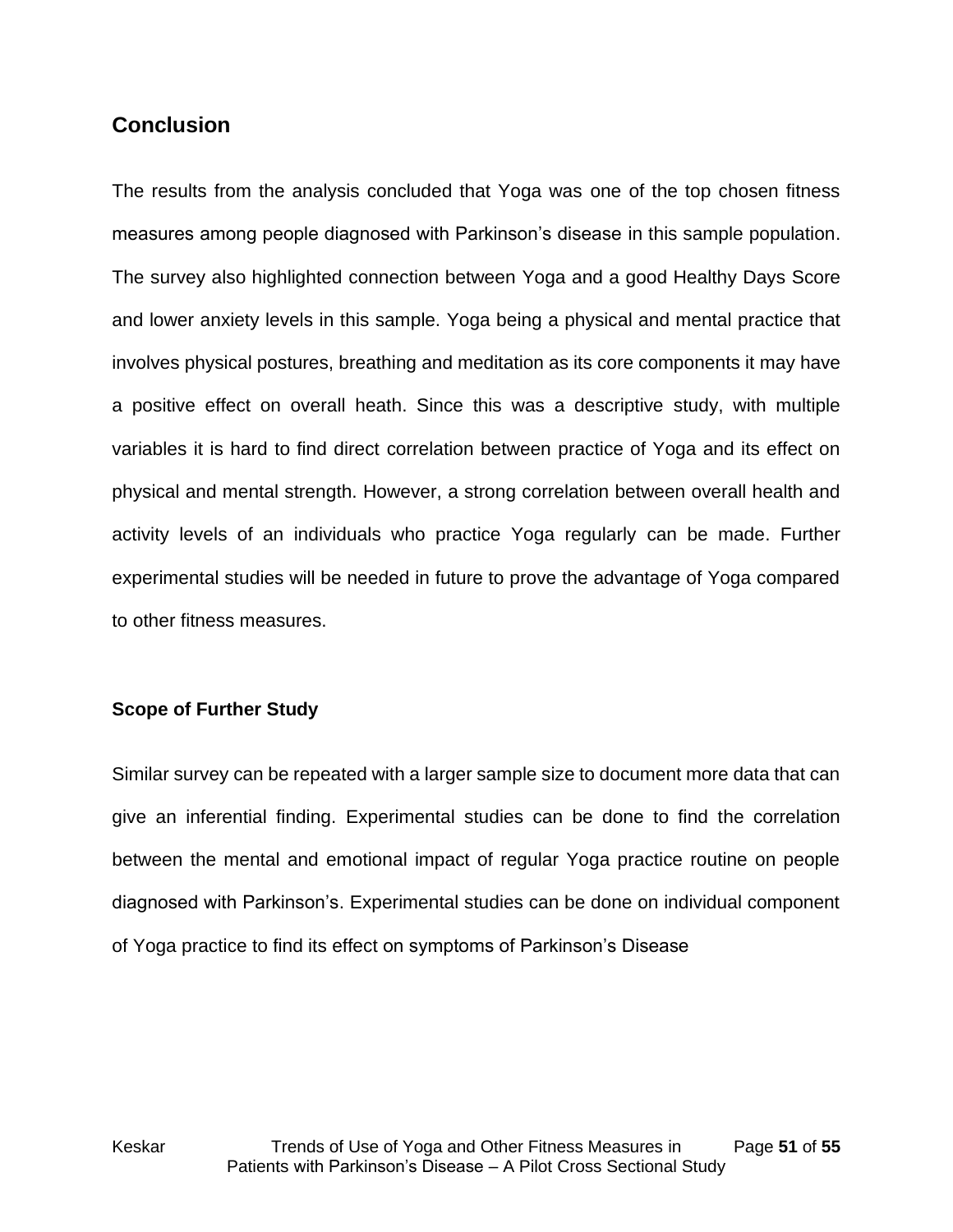## Conclusion

The results from the analysis concluded that Yoga was one of the top chosen fitness measures among people diagnosed with Parkinson's disease in this sample population. The survey also highlighted connection between Yoga and a good Healthy Days Score and lower anxiety levels in this sample. Yoga being a physical and mental practice that involves physical postures, breathing and meditation as its core components it may have a positive effect on overall heath. Since this was a descriptive study, with multiple variables it is hard to find direct correlation between practice of Yoga and its effect on physical and mental strength. However, a strong correlation between overall health and activity levels of an individuals who practice Yoga regularly can be made. Further experimental studies will be needed in future to prove the advantage of Yoga compared to other fitness measures.

### Scope of Further Study

Similar survey can be repeated with a larger sample size to document more data that can give an inferential finding. Experimental studies can be done to find the correlation between the mental and emotional impact of regular Yoga practice routine on people diagnosed with Parkinson's. Experimental studies can be done on individual component of Yoga practice to find its effect on symptoms of Parkinson's Disease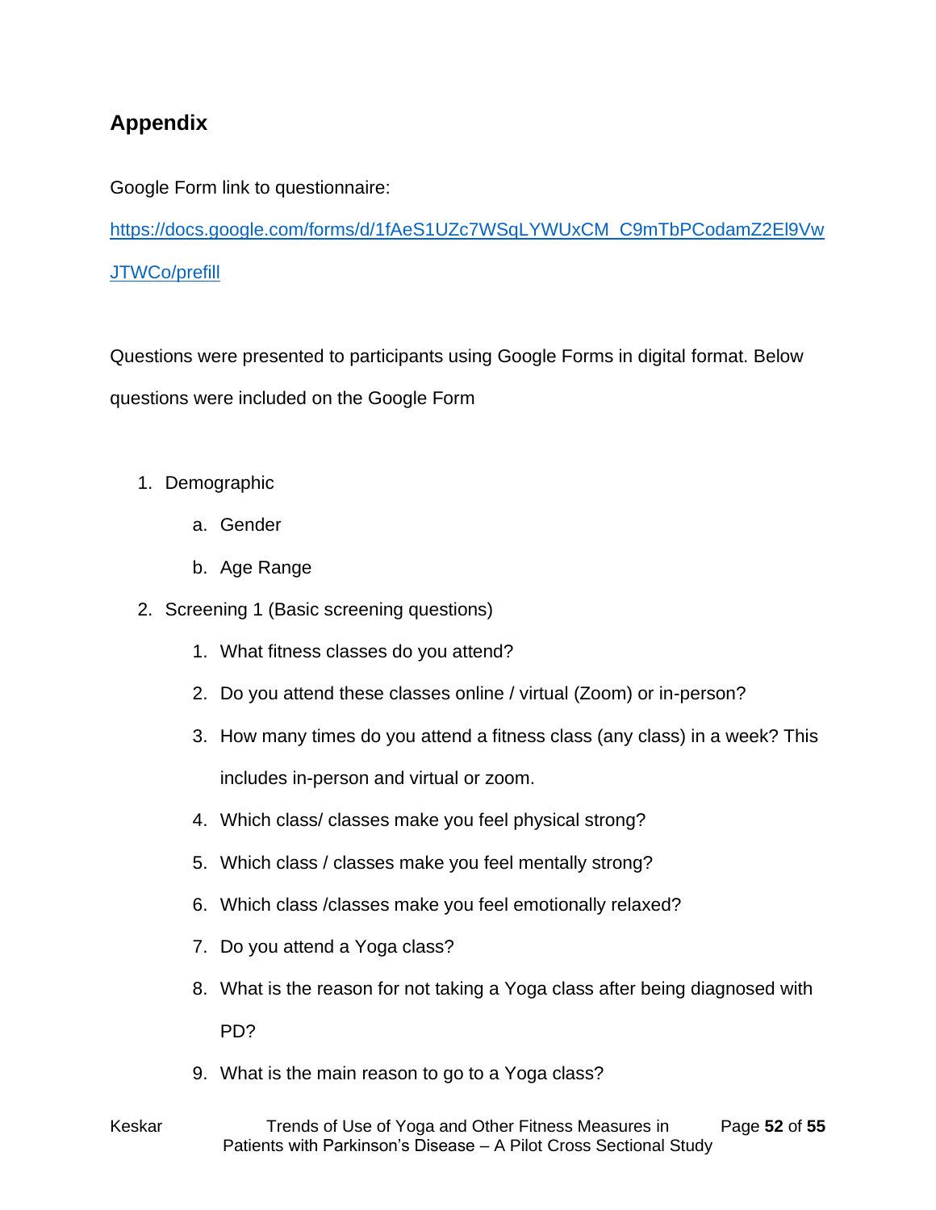## Appendix

Google Form link to questionnaire:

https://docs.google.com/forms/d/1fAeS1UZc7WSqLYWUxCM_C9mTbPCodamZ2El9VwJTWCo/prefill

Questions were presented to participants using Google Forms in digital format. Below questions were included on the Google Form

1. Demographic
    a. Gender
    b. Age Range
2. Screening 1 (Basic screening questions)
    1. What fitness classes do you attend?
    2. Do you attend these classes online / virtual (Zoom) or in-person?
    3. How many times do you attend a fitness class (any class) in a week? This includes in-person and virtual or zoom.
    4. Which class/ classes make you feel physical strong?
    5. Which class / classes make you feel mentally strong?
    6. Which class /classes make you feel emotionally relaxed?
    7. Do you attend a Yoga class?
    8. What is the reason for not taking a Yoga class after being diagnosed with PD?
    9. What is the main reason to go to a Yoga class?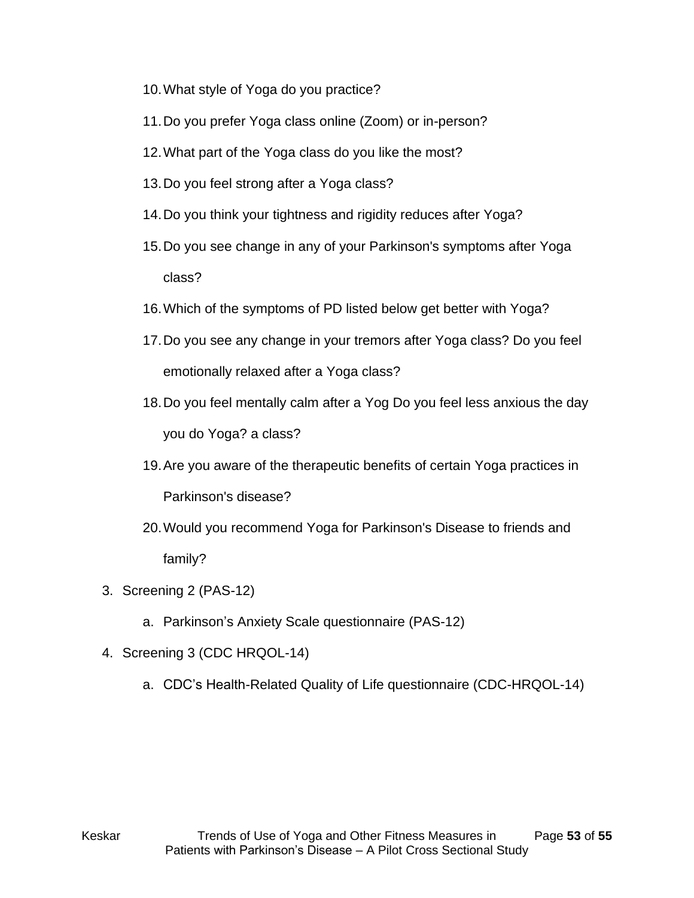10. What style of Yoga do you practice?
11. Do you prefer Yoga class online (Zoom) or in-person?
12. What part of the Yoga class do you like the most?
13. Do you feel strong after a Yoga class?
14. Do you think your tightness and rigidity reduces after Yoga?
15. Do you see change in any of your Parkinson's symptoms after Yoga class?
16. Which of the symptoms of PD listed below get better with Yoga?
17. Do you see any change in your tremors after Yoga class? Do you feel emotionally relaxed after a Yoga class?
18. Do you feel mentally calm after a Yog Do you feel less anxious the day you do Yoga? a class?
19. Are you aware of the therapeutic benefits of certain Yoga practices in Parkinson's disease?
20. Would you recommend Yoga for Parkinson's Disease to friends and family?

3. Screening 2 (PAS-12)
   a. Parkinson's Anxiety Scale questionnaire (PAS-12)
4. Screening 3 (CDC HRQOL-14)
   a. CDC's Health-Related Quality of Life questionnaire (CDC-HRQOL-14)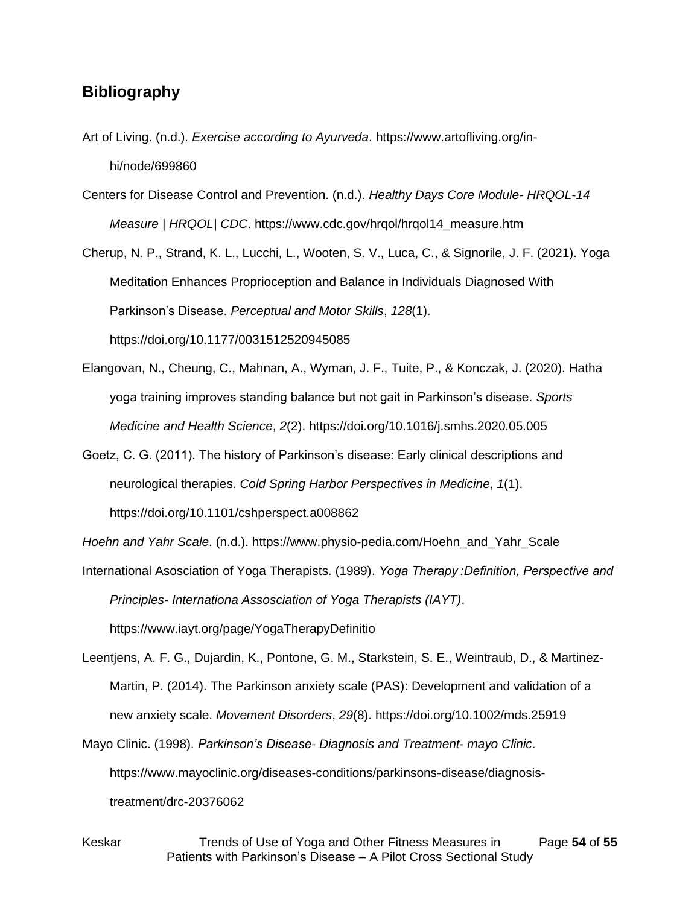## Bibliography

Art of Living. (n.d.). *Exercise according to Ayurveda*. https://www.artofliving.org/in-hi/node/699860

Centers for Disease Control and Prevention. (n.d.). *Healthy Days Core Module- HRQOL-14 Measure | HRQOL| CDC*. https://www.cdc.gov/hrqol/hrqol14_measure.htm

Cherup, N. P., Strand, K. L., Lucchi, L., Wooten, S. V., Luca, C., & Signorile, J. F. (2021). Yoga Meditation Enhances Proprioception and Balance in Individuals Diagnosed With Parkinson's Disease. *Perceptual and Motor Skills*, *128*(1). https://doi.org/10.1177/0031512520945085

Elangovan, N., Cheung, C., Mahnan, A., Wyman, J. F., Tuite, P., & Konczak, J. (2020). Hatha yoga training improves standing balance but not gait in Parkinson's disease. *Sports Medicine and Health Science*, *2*(2). https://doi.org/10.1016/j.smhs.2020.05.005

Goetz, C. G. (2011). The history of Parkinson's disease: Early clinical descriptions and neurological therapies. *Cold Spring Harbor Perspectives in Medicine*, *1*(1). https://doi.org/10.1101/cshperspect.a008862

*Hoehn and Yahr Scale*. (n.d.). https://www.physio-pedia.com/Hoehn_and_Yahr_Scale

International Asosciation of Yoga Therapists. (1989). *Yoga Therapy :Definition, Perspective and Principles- Internationa Assosciation of Yoga Therapists (IAYT)*. https://www.iayt.org/page/YogaTherapyDefinitio

Leentjens, A. F. G., Dujardin, K., Pontone, G. M., Starkstein, S. E., Weintraub, D., & Martinez-Martin, P. (2014). The Parkinson anxiety scale (PAS): Development and validation of a new anxiety scale. *Movement Disorders*, *29*(8). https://doi.org/10.1002/mds.25919

Mayo Clinic. (1998). *Parkinson's Disease- Diagnosis and Treatment- mayo Clinic*. https://www.mayoclinic.org/diseases-conditions/parkinsons-disease/diagnosis-treatment/drc-20376062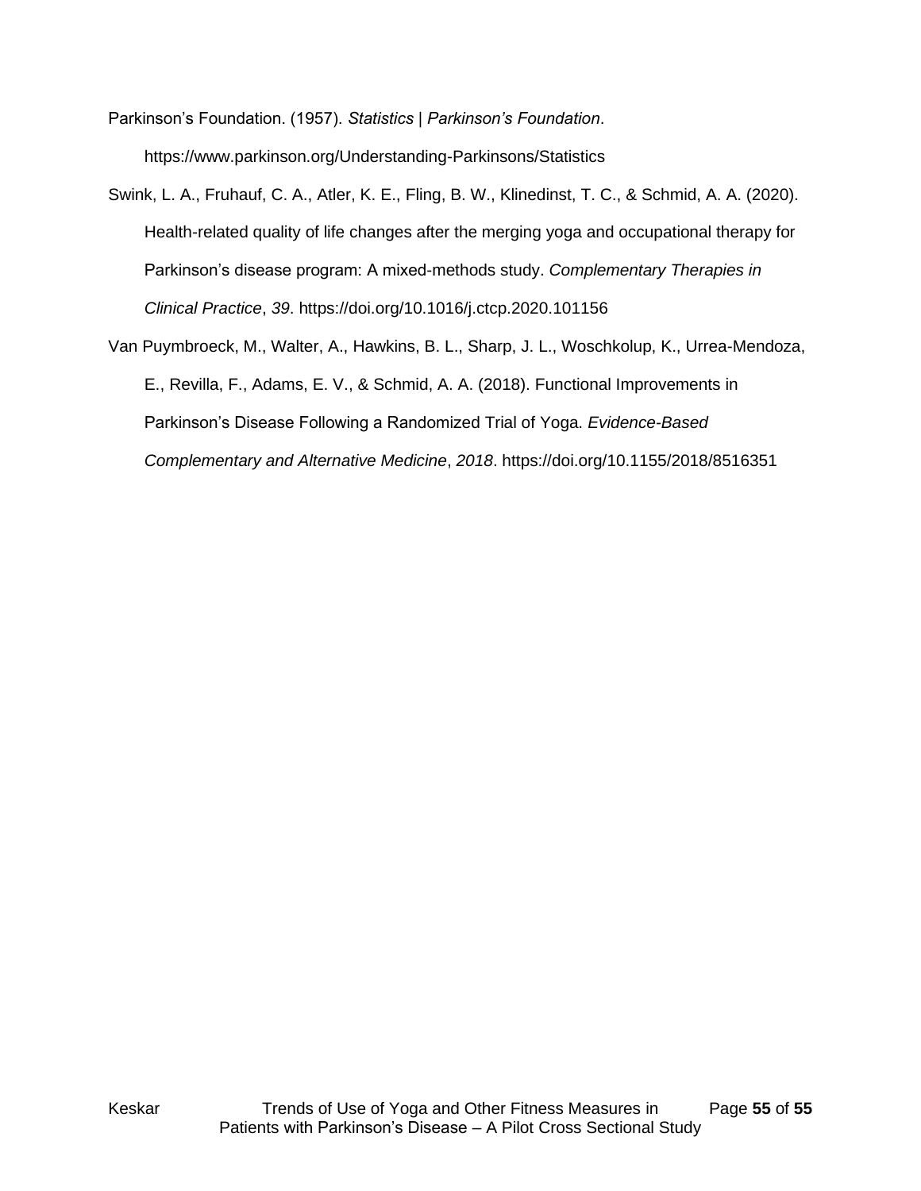Parkinson's Foundation. (1957). *Statistics | Parkinson's Foundation*. https://www.parkinson.org/Understanding-Parkinsons/Statistics

Swink, L. A., Fruhauf, C. A., Atler, K. E., Fling, B. W., Klinedinst, T. C., & Schmid, A. A. (2020). Health-related quality of life changes after the merging yoga and occupational therapy for Parkinson's disease program: A mixed-methods study. *Complementary Therapies in Clinical Practice*, *39*. https://doi.org/10.1016/j.ctcp.2020.101156

Van Puymbroeck, M., Walter, A., Hawkins, B. L., Sharp, J. L., Woschkolup, K., Urrea-Mendoza, E., Revilla, F., Adams, E. V., & Schmid, A. A. (2018). Functional Improvements in Parkinson's Disease Following a Randomized Trial of Yoga. *Evidence-Based Complementary and Alternative Medicine*, *2018*. https://doi.org/10.1155/2018/8516351